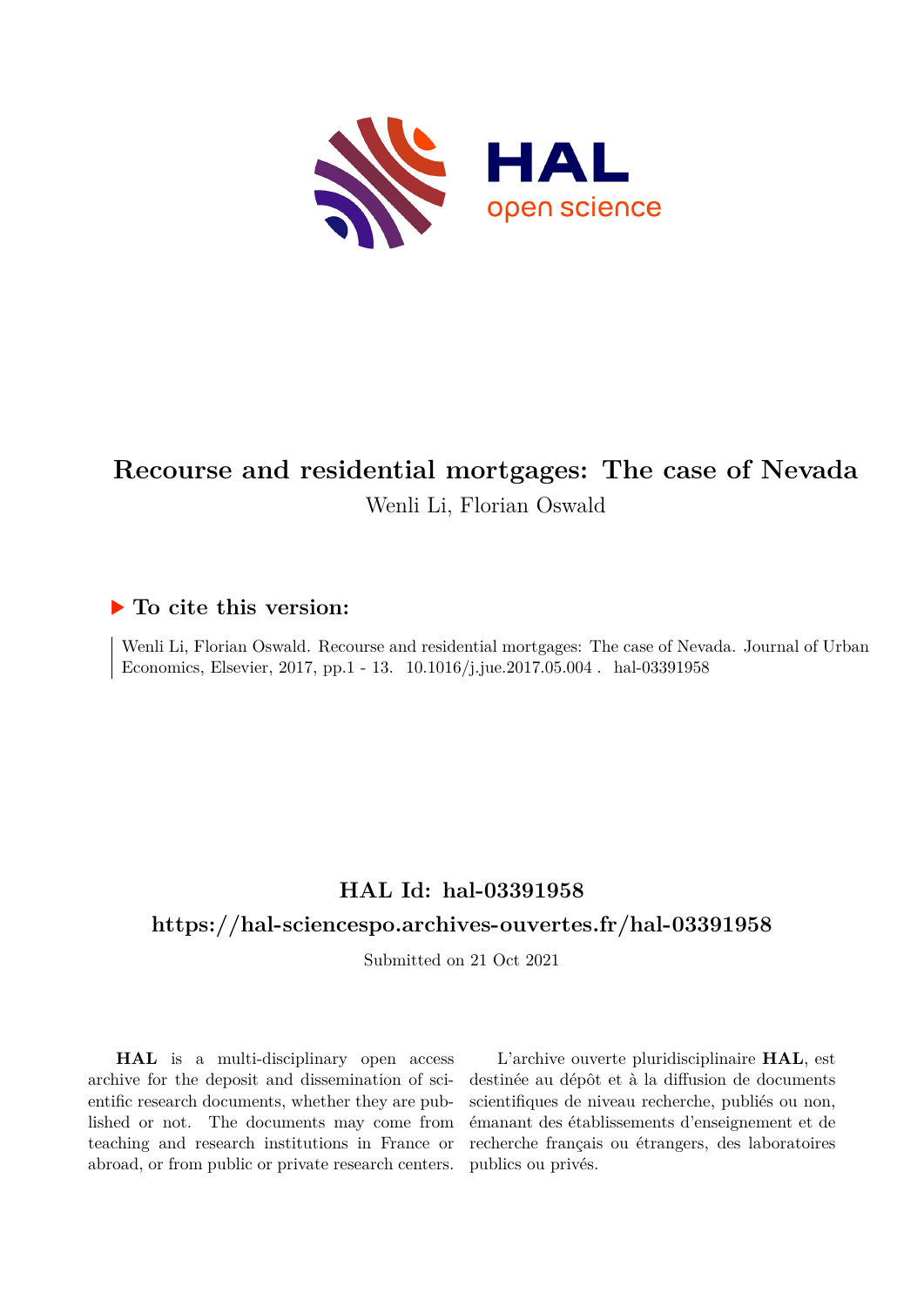# Recourse and residential mortgages: The case of Nevada

Wenli Li, Florian Oswald

## ▶ To cite this version:

Wenli Li, Florian Oswald. Recourse and residential mortgages: The case of Nevada. Journal of Urban Economics, Elsevier, 2017, pp.1 - 13. 10.1016/j.jue.2017.05.004 . hal-03391958

## HAL Id: hal-03391958

## https://hal-sciencespo.archives-ouvertes.fr/hal-03391958

Submitted on 21 Oct 2021

**HAL** is a multi-disciplinary open access archive for the deposit and dissemination of scientific research documents, whether they are published or not. The documents may come from teaching and research institutions in France or abroad, or from public or private research centers.

L'archive ouverte pluridisciplinaire **HAL**, est destinée au dépôt et à la diffusion de documents scientifiques de niveau recherche, publiés ou non, émanant des établissements d'enseignement et de recherche français ou étrangers, des laboratoires publics ou privés.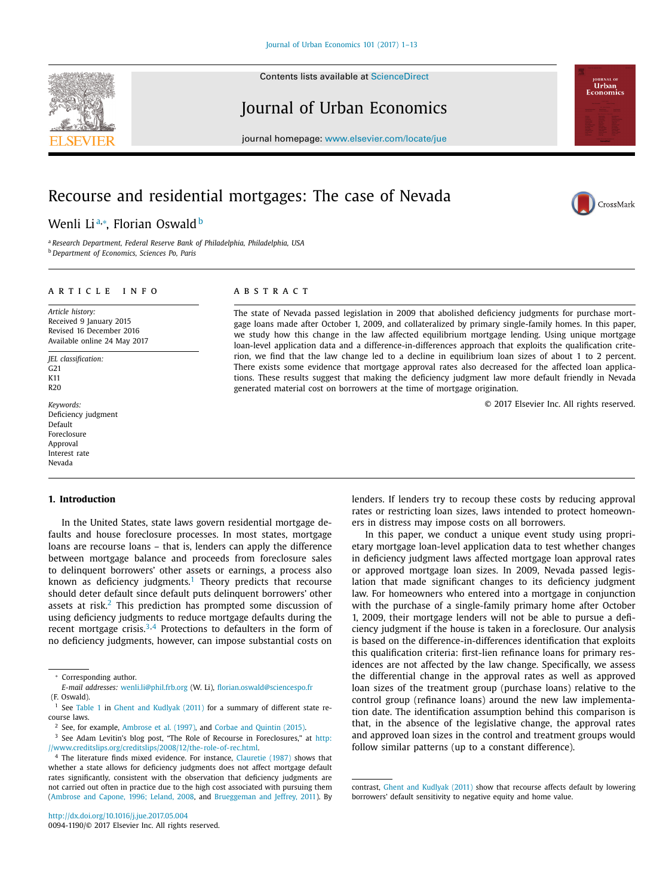# Recourse and residential mortgages: The case of Nevada

Wenli Li[a,*], Florian Oswald[b]

[a] Research Department, Federal Reserve Bank of Philadelphia, Philadelphia, USA
[b] Department of Economics, Sciences Po, Paris

## ARTICLE INFO

*Article history:*
Received 9 January 2015
Revised 16 December 2016
Available online 24 May 2017

*JEL classification:*
G21
K11
R20

*Keywords:*
Deficiency judgment
Default
Foreclosure
Approval
Interest rate
Nevada

## ABSTRACT

The state of Nevada passed legislation in 2009 that abolished deficiency judgments for purchase mortgage loans made after October 1, 2009, and collateralized by primary single-family homes. In this paper, we study how this change in the law affected equilibrium mortgage lending. Using unique mortgage loan-level application data and a difference-in-differences approach that exploits the qualification criterion, we find that the law change led to a decline in equilibrium loan sizes of about 1 to 2 percent. There exists some evidence that mortgage approval rates also decreased for the affected loan applications. These results suggest that making the deficiency judgment law more default friendly in Nevada generated material cost on borrowers at the time of mortgage origination.

© 2017 Elsevier Inc. All rights reserved.

## 1. Introduction

In the United States, state laws govern residential mortgage defaults and house foreclosure processes. In most states, mortgage loans are recourse loans – that is, lenders can apply the difference between mortgage balance and proceeds from foreclosure sales to delinquent borrowers' other assets or earnings, a process also known as deficiency judgments.[1] Theory predicts that recourse should deter default since default puts delinquent borrowers' other assets at risk.[2] This prediction has prompted some discussion of using deficiency judgments to reduce mortgage defaults during the recent mortgage crisis.[3,4] Protections to defaulters in the form of no deficiency judgments, however, can impose substantial costs on lenders. If lenders try to recoup these costs by reducing approval rates or restricting loan sizes, laws intended to protect homeowners in distress may impose costs on all borrowers.

In this paper, we conduct a unique event study using proprietary mortgage loan-level application data to test whether changes in deficiency judgment laws affected mortgage loan approval rates or approved mortgage loan sizes. In 2009, Nevada passed legislation that made significant changes to its deficiency judgment law. For homeowners who entered into a mortgage in conjunction with the purchase of a single-family primary home after October 1, 2009, their mortgage lenders will not be able to pursue a deficiency judgment if the house is taken in a foreclosure. Our analysis is based on the difference-in-differences identification that exploits this qualification criteria: first-lien refinance loans for primary residences are not affected by the law change. Specifically, we assess the differential change in the approval rates as well as approved loan sizes of the treatment group (purchase loans) relative to the control group (refinance loans) around the new law implementation date. The identification assumption behind this comparison is that, in the absence of the legislative change, the approval rates and approved loan sizes in the control and treatment groups would follow similar patterns (up to a constant difference).

---

* Corresponding author.
*E-mail addresses:* wenli.li@phil.frb.org (W. Li), florian.oswald@sciencespo.fr (F. Oswald).

[1] See Table 1 in Ghent and Kudlyak (2011) for a summary of different state recourse laws.

[2] See, for example, Ambrose et al. (1997), and Corbae and Quintin (2015).

[3] See Adam Levitin's blog post, "The Role of Recourse in Foreclosures," at http://www.creditslips.org/creditslips/2008/12/the-role-of-rec.html.

[4] The literature finds mixed evidence. For instance, Clauretie (1987) shows that whether a state allows for deficiency judgments does not affect mortgage default rates significantly, consistent with the observation that deficiency judgments are not carried out often in practice due to the high cost associated with pursuing them (Ambrose and Capone, 1996; Leland, 2008, and Brueggeman and Jeffrey, 2011). By contrast, Ghent and Kudlyak (2011) show that recourse affects default by lowering borrowers' default sensitivity to negative equity and home value.

http://dx.doi.org/10.1016/j.jue.2017.05.004
0094-1190/© 2017 Elsevier Inc. All rights reserved.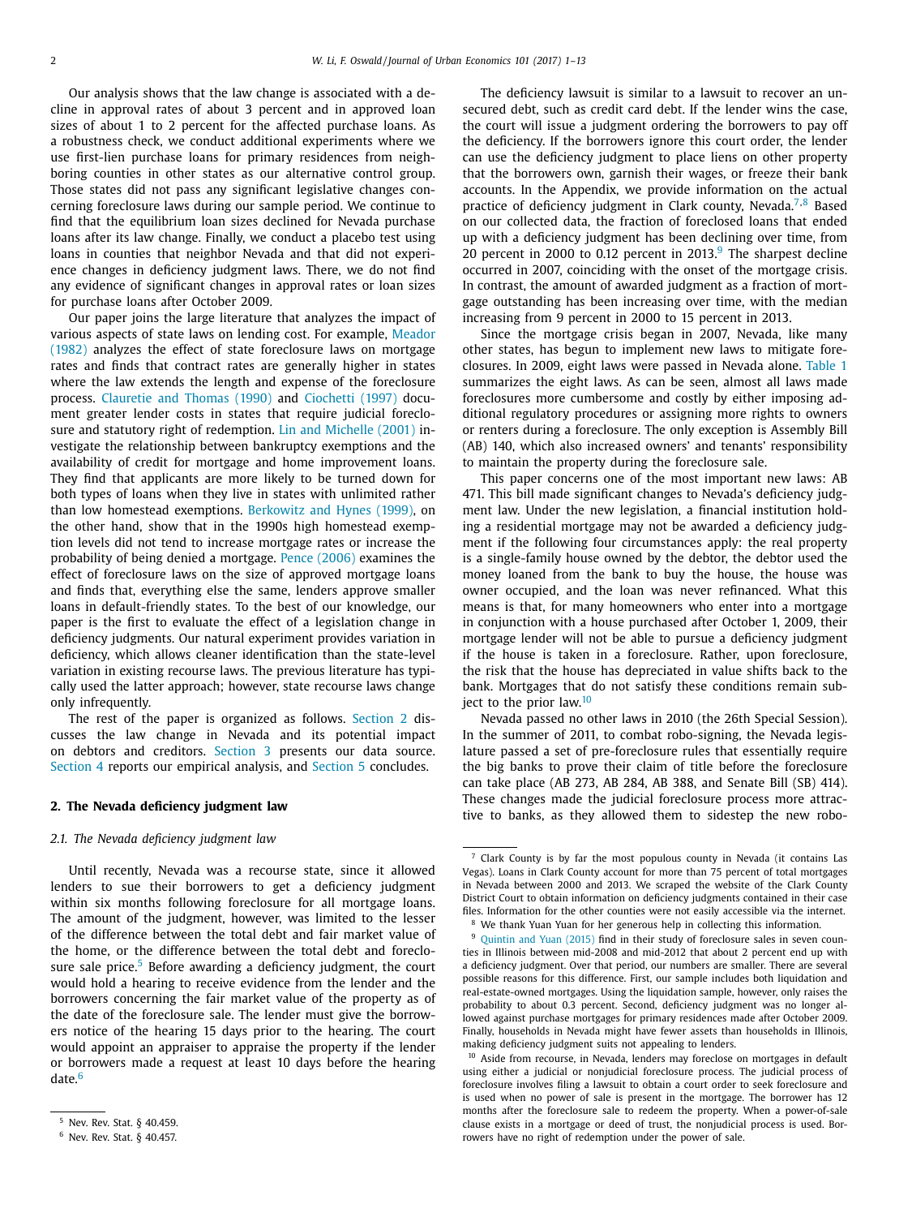Our analysis shows that the law change is associated with a decline in approval rates of about 3 percent and in approved loan sizes of about 1 to 2 percent for the affected purchase loans. As a robustness check, we conduct additional experiments where we use first-lien purchase loans for primary residences from neighboring counties in other states as our alternative control group. Those states did not pass any significant legislative changes concerning foreclosure laws during our sample period. We continue to find that the equilibrium loan sizes declined for Nevada purchase loans after its law change. Finally, we conduct a placebo test using loans in counties that neighbor Nevada and that did not experience changes in deficiency judgment laws. There, we do not find any evidence of significant changes in approval rates or loan sizes for purchase loans after October 2009.

Our paper joins the large literature that analyzes the impact of various aspects of state laws on lending cost. For example, Meador (1982) analyzes the effect of state foreclosure laws on mortgage rates and finds that contract rates are generally higher in states where the law extends the length and expense of the foreclosure process. Clauretie and Thomas (1990) and Ciochetti (1997) document greater lender costs in states that require judicial foreclosure and statutory right of redemption. Lin and Michelle (2001) investigate the relationship between bankruptcy exemptions and the availability of credit for mortgage and home improvement loans. They find that applicants are more likely to be turned down for both types of loans when they live in states with unlimited rather than low homestead exemptions. Berkowitz and Hynes (1999), on the other hand, show that in the 1990s high homestead exemption levels did not tend to increase mortgage rates or increase the probability of being denied a mortgage. Pence (2006) examines the effect of foreclosure laws on the size of approved mortgage loans and finds that, everything else the same, lenders approve smaller loans in default-friendly states. To the best of our knowledge, our paper is the first to evaluate the effect of a legislation change in deficiency judgments. Our natural experiment provides variation in deficiency, which allows cleaner identification than the state-level variation in existing recourse laws. The previous literature has typically used the latter approach; however, state recourse laws change only infrequently.

The rest of the paper is organized as follows. Section 2 discusses the law change in Nevada and its potential impact on debtors and creditors. Section 3 presents our data source. Section 4 reports our empirical analysis, and Section 5 concludes.

## 2. The Nevada deficiency judgment law

### 2.1. The Nevada deficiency judgment law

Until recently, Nevada was a recourse state, since it allowed lenders to sue their borrowers to get a deficiency judgment within six months following foreclosure for all mortgage loans. The amount of the judgment, however, was limited to the lesser of the difference between the total debt and fair market value of the home, or the difference between the total debt and foreclosure sale price.[5] Before awarding a deficiency judgment, the court would hold a hearing to receive evidence from the lender and the borrowers concerning the fair market value of the property as of the date of the foreclosure sale. The lender must give the borrowers notice of the hearing 15 days prior to the hearing. The court would appoint an appraiser to appraise the property if the lender or borrowers made a request at least 10 days before the hearing date.[6]

The deficiency lawsuit is similar to a lawsuit to recover an unsecured debt, such as credit card debt. If the lender wins the case, the court will issue a judgment ordering the borrowers to pay off the deficiency. If the borrowers ignore this court order, the lender can use the deficiency judgment to place liens on other property that the borrowers own, garnish their wages, or freeze their bank accounts. In the Appendix, we provide information on the actual practice of deficiency judgment in Clark county, Nevada.[7,8] Based on our collected data, the fraction of foreclosed loans that ended up with a deficiency judgment has been declining over time, from 20 percent in 2000 to 0.12 percent in 2013.[9] The sharpest decline occurred in 2007, coinciding with the onset of the mortgage crisis. In contrast, the amount of awarded judgment as a fraction of mortgage outstanding has been increasing over time, with the median increasing from 9 percent in 2000 to 15 percent in 2013.

Since the mortgage crisis began in 2007, Nevada, like many other states, has begun to implement new laws to mitigate foreclosures. In 2009, eight laws were passed in Nevada alone. Table 1 summarizes the eight laws. As can be seen, almost all laws made foreclosures more cumbersome and costly by either imposing additional regulatory procedures or assigning more rights to owners or renters during a foreclosure. The only exception is Assembly Bill (AB) 140, which also increased owners' and tenants' responsibility to maintain the property during the foreclosure sale.

This paper concerns one of the most important new laws: AB 471. This bill made significant changes to Nevada's deficiency judgment law. Under the new legislation, a financial institution holding a residential mortgage may not be awarded a deficiency judgment if the following four circumstances apply: the real property is a single-family house owned by the debtor, the debtor used the money loaned from the bank to buy the house, the house was owner occupied, and the loan was never refinanced. What this means is that, for many homeowners who enter into a mortgage in conjunction with a house purchased after October 1, 2009, their mortgage lender will not be able to pursue a deficiency judgment if the house is taken in a foreclosure. Rather, upon foreclosure, the risk that the house has depreciated in value shifts back to the bank. Mortgages that do not satisfy these conditions remain subject to the prior law.[10]

Nevada passed no other laws in 2010 (the 26th Special Session). In the summer of 2011, to combat robo-signing, the Nevada legislature passed a set of pre-foreclosure rules that essentially require the big banks to prove their claim of title before the foreclosure can take place (AB 273, AB 284, AB 388, and Senate Bill (SB) 414). These changes made the judicial foreclosure process more attractive to banks, as they allowed them to sidestep the new robo-

---

[5] Nev. Rev. Stat. § 40.459.

[6] Nev. Rev. Stat. § 40.457.

[7] Clark County is by far the most populous county in Nevada (it contains Las Vegas). Loans in Clark County account for more than 75 percent of total mortgages in Nevada between 2000 and 2013. We scraped the website of the Clark County District Court to obtain information on deficiency judgments contained in their case files. Information for the other counties were not easily accessible via the internet.

[8] We thank Yuan Yuan for her generous help in collecting this information.

[9] Quintin and Yuan (2015) find in their study of foreclosure sales in seven counties in Illinois between mid-2008 and mid-2012 that about 2 percent end up with a deficiency judgment. Over that period, our numbers are smaller. There are several possible reasons for this difference. First, our sample includes both liquidation and real-estate-owned mortgages. Using the liquidation sample, however, only raises the probability to about 0.3 percent. Second, deficiency judgment was no longer allowed against purchase mortgages for primary residences made after October 2009. Finally, households in Nevada might have fewer assets than households in Illinois, making deficiency judgment suits not appealing to lenders.

[10] Aside from recourse, in Nevada, lenders may foreclose on mortgages in default using either a judicial or nonjudicial foreclosure process. The judicial process of foreclosure involves filing a lawsuit to obtain a court order to seek foreclosure and is used when no power of sale is present in the mortgage. The borrower has 12 months after the foreclosure sale to redeem the property. When a power-of-sale clause exists in a mortgage or deed of trust, the nonjudicial process is used. Borrowers have no right of redemption under the power of sale.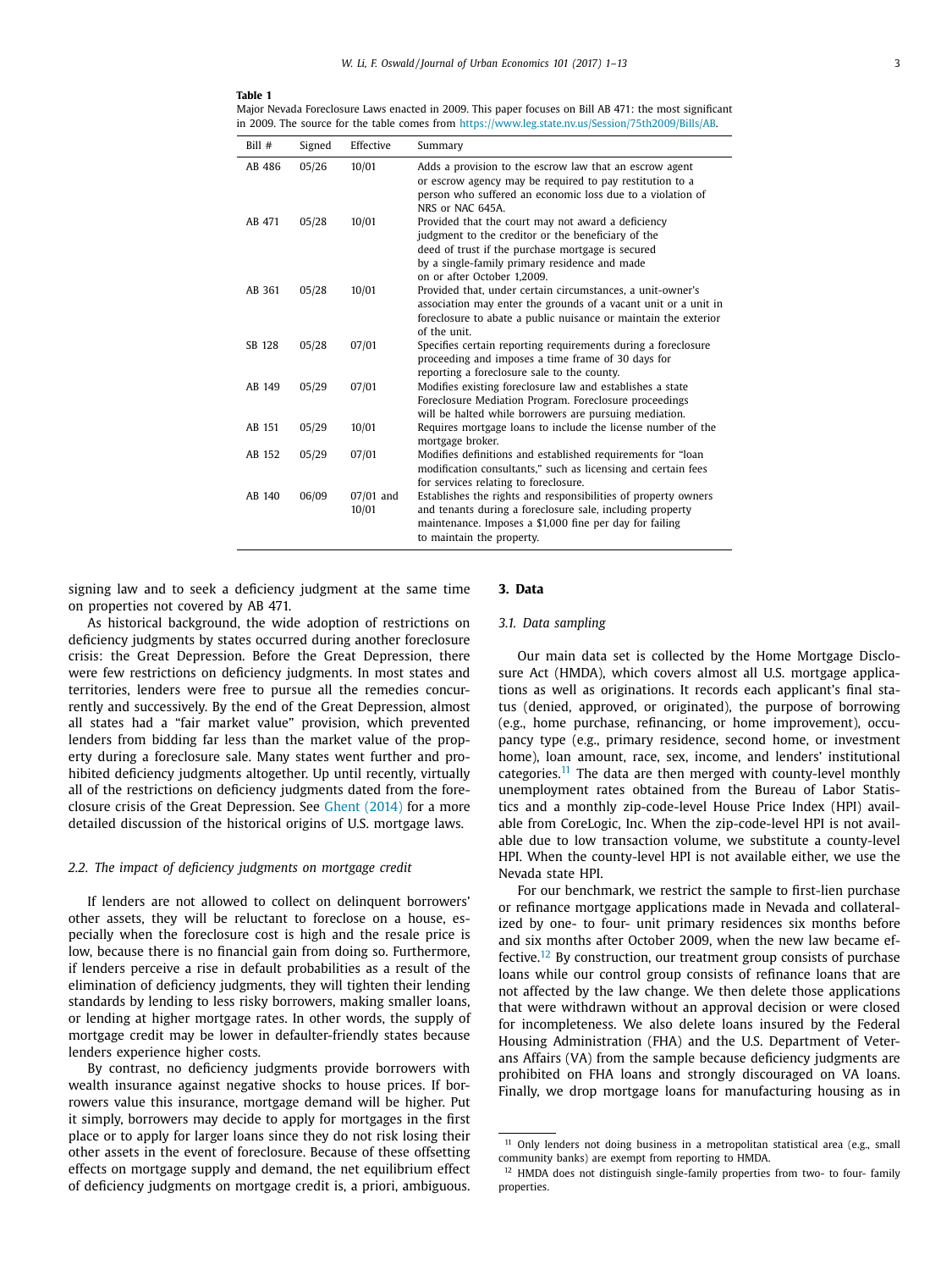**Table 1**
Major Nevada Foreclosure Laws enacted in 2009. This paper focuses on Bill AB 471: the most significant in 2009. The source for the table comes from https://www.leg.state.nv.us/Session/75th2009/Bills/AB.

| Bill # | Signed | Effective | Summary |
|---|---|---|---|
| AB 486 | 05/26 | 10/01 | Adds a provision to the escrow law that an escrow agent or escrow agency may be required to pay restitution to a person who suffered an economic loss due to a violation of NRS or NAC 645A. |
| AB 471 | 05/28 | 10/01 | Provided that the court may not award a deficiency judgment to the creditor or the beneficiary of the deed of trust if the purchase mortgage is secured by a single-family primary residence and made on or after October 1,2009. |
| AB 361 | 05/28 | 10/01 | Provided that, under certain circumstances, a unit-owner's association may enter the grounds of a vacant unit or a unit in foreclosure to abate a public nuisance or maintain the exterior of the unit. |
| SB 128 | 05/28 | 07/01 | Specifies certain reporting requirements during a foreclosure proceeding and imposes a time frame of 30 days for reporting a foreclosure sale to the county. |
| AB 149 | 05/29 | 07/01 | Modifies existing foreclosure law and establishes a state Foreclosure Mediation Program. Foreclosure proceedings will be halted while borrowers are pursuing mediation. |
| AB 151 | 05/29 | 10/01 | Requires mortgage loans to include the license number of the mortgage broker. |
| AB 152 | 05/29 | 07/01 | Modifies definitions and established requirements for "loan modification consultants," such as licensing and certain fees for services relating to foreclosure. |
| AB 140 | 06/09 | 07/01 and 10/01 | Establishes the rights and responsibilities of property owners and tenants during a foreclosure sale, including property maintenance. Imposes a $1,000 fine per day for failing to maintain the property. |

signing law and to seek a deficiency judgment at the same time on properties not covered by AB 471.

As historical background, the wide adoption of restrictions on deficiency judgments by states occurred during another foreclosure crisis: the Great Depression. Before the Great Depression, there were few restrictions on deficiency judgments. In most states and territories, lenders were free to pursue all the remedies concurrently and successively. By the end of the Great Depression, almost all states had a "fair market value" provision, which prevented lenders from bidding far less than the market value of the property during a foreclosure sale. Many states went further and prohibited deficiency judgments altogether. Up until recently, virtually all of the restrictions on deficiency judgments dated from the foreclosure crisis of the Great Depression. See Ghent (2014) for a more detailed discussion of the historical origins of U.S. mortgage laws.

### 2.2. The impact of deficiency judgments on mortgage credit

If lenders are not allowed to collect on delinquent borrowers' other assets, they will be reluctant to foreclose on a house, especially when the foreclosure cost is high and the resale price is low, because there is no financial gain from doing so. Furthermore, if lenders perceive a rise in default probabilities as a result of the elimination of deficiency judgments, they will tighten their lending standards by lending to less risky borrowers, making smaller loans, or lending at higher mortgage rates. In other words, the supply of mortgage credit may be lower in defaulter-friendly states because lenders experience higher costs.

By contrast, no deficiency judgments provide borrowers with wealth insurance against negative shocks to house prices. If borrowers value this insurance, mortgage demand will be higher. Put it simply, borrowers may decide to apply for mortgages in the first place or to apply for larger loans since they do not risk losing their other assets in the event of foreclosure. Because of these offsetting effects on mortgage supply and demand, the net equilibrium effect of deficiency judgments on mortgage credit is, a priori, ambiguous.

## 3. Data

### 3.1. Data sampling

Our main data set is collected by the Home Mortgage Disclosure Act (HMDA), which covers almost all U.S. mortgage applications as well as originations. It records each applicant's final status (denied, approved, or originated), the purpose of borrowing (e.g., home purchase, refinancing, or home improvement), occupancy type (e.g., primary residence, second home, or investment home), loan amount, race, sex, income, and lenders' institutional categories.[11] The data are then merged with county-level monthly unemployment rates obtained from the Bureau of Labor Statistics and a monthly zip-code-level House Price Index (HPI) available from CoreLogic, Inc. When the zip-code-level HPI is not available due to low transaction volume, we substitute a county-level HPI. When the county-level HPI is not available either, we use the Nevada state HPI.

For our benchmark, we restrict the sample to first-lien purchase or refinance mortgage applications made in Nevada and collateralized by one- to four- unit primary residences six months before and six months after October 2009, when the new law became effective.[12] By construction, our treatment group consists of purchase loans while our control group consists of refinance loans that are not affected by the law change. We then delete those applications that were withdrawn without an approval decision or were closed for incompleteness. We also delete loans insured by the Federal Housing Administration (FHA) and the U.S. Department of Veterans Affairs (VA) from the sample because deficiency judgments are prohibited on FHA loans and strongly discouraged on VA loans. Finally, we drop mortgage loans for manufacturing housing as in

[11] Only lenders not doing business in a metropolitan statistical area (e.g., small community banks) are exempt from reporting to HMDA.

[12] HMDA does not distinguish single-family properties from two- to four- family properties.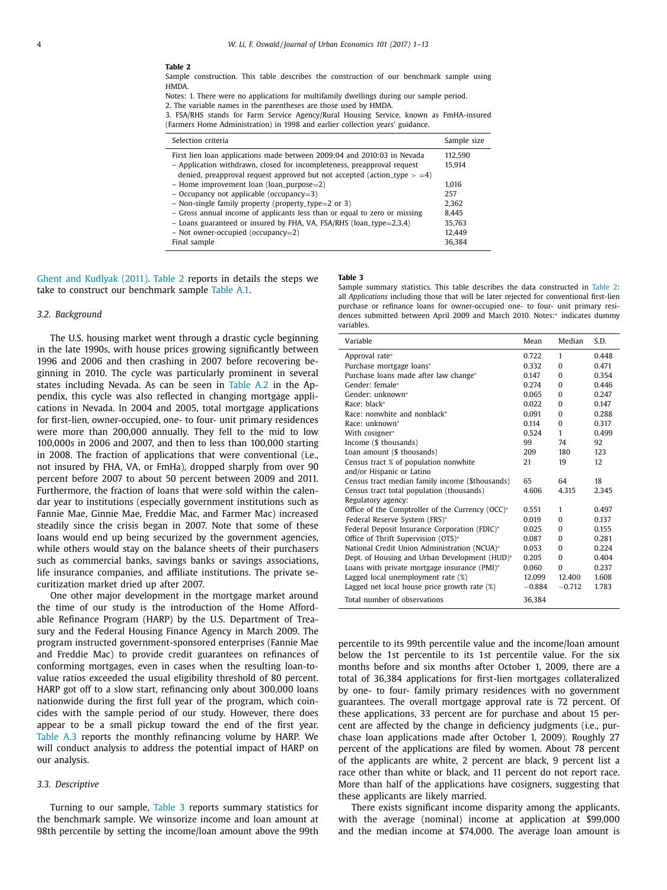**Table 2**

Sample construction. This table describes the construction of our benchmark sample using HMDA.

Notes: 1. There were no applications for multifamily dwellings during our sample period.

2. The variable names in the parentheses are those used by HMDA.

3. FSA/RHS stands for Farm Service Agency/Rural Housing Service, known as FmHA-insured (Farmers Home Administration) in 1998 and earlier collection years' guidance.

| Selection criteria | Sample size |
|---|---|
| First lien loan applications made between 2009:04 and 2010:03 in Nevada | 112,590 |
| – Application withdrawn, closed for incompleteness, preapproval request denied, preapproval request approved but not accepted (action_type > =4) | 15,914 |
| – Home improvement loan (loan_purpose=2) | 1,016 |
| – Occupancy not applicable (occupancy=3) | 257 |
| – Non-single family property (property_type=2 or 3) | 2,362 |
| – Gross annual income of applicants less than or equal to zero or missing | 8,445 |
| – Loans guaranteed or insured by FHA, VA, FSA/RHS (loan_type=2,3,4) | 35,763 |
| – Not owner-occupied (occupancy=2) | 12,449 |
| Final sample | 36,384 |

Ghent and Kudlyak (2011). Table 2 reports in details the steps we take to construct our benchmark sample Table A.1.

### 3.2. Background

The U.S. housing market went through a drastic cycle beginning in the late 1990s, with house prices growing significantly between 1996 and 2006 and then crashing in 2007 before recovering beginning in 2010. The cycle was particularly prominent in several states including Nevada. As can be seen in Table A.2 in the Appendix, this cycle was also reflected in changing mortgage applications in Nevada. In 2004 and 2005, total mortgage applications for first-lien, owner-occupied, one- to four- unit primary residences were more than 200,000 annually. They fell to the mid to low 100,000s in 2006 and 2007, and then to less than 100,000 starting in 2008. The fraction of applications that were conventional (i.e., not insured by FHA, VA, or FmHa), dropped sharply from over 90 percent before 2007 to about 50 percent between 2009 and 2011. Furthermore, the fraction of loans that were sold within the calendar year to institutions (especially government institutions such as Fannie Mae, Ginnie Mae, Freddie Mac, and Farmer Mac) increased steadily since the crisis began in 2007. Note that some of these loans would end up being securized by the government agencies, while others would stay on the balance sheets of their purchasers such as commercial banks, savings banks or savings associations, life insurance companies, and affiliate institutions. The private securitization market dried up after 2007.

One other major development in the mortgage market around the time of our study is the introduction of the Home Affordable Refinance Program (HARP) by the U.S. Department of Treasury and the Federal Housing Finance Agency in March 2009. The program instructed government-sponsored enterprises (Fannie Mae and Freddie Mac) to provide credit guarantees on refinances of conforming mortgages, even in cases when the resulting loan-to-value ratios exceeded the usual eligibility threshold of 80 percent. HARP got off to a slow start, refinancing only about 300,000 loans nationwide during the first full year of the program, which coincides with the sample period of our study. However, there does appear to be a small pickup toward the end of the first year. Table A.3 reports the monthly refinancing volume by HARP. We will conduct analysis to address the potential impact of HARP on our analysis.

### 3.3. Descriptive

Turning to our sample, Table 3 reports summary statistics for the benchmark sample. We winsorize income and loan amount at 98th percentile by setting the income/loan amount above the 99th percentile to its 99th percentile value and the income/loan amount below the 1st percentile to its 1st percentile value. For the six months before and six months after October 1, 2009, there are a total of 36,384 applications for first-lien mortgages collateralized by one- to four- family primary residences with no government guarantees. The overall mortgage approval rate is 72 percent. Of these applications, 33 percent are for purchase and about 15 percent are affected by the change in deficiency judgments (i.e., purchase loan applications made after October 1, 2009). Roughly 27 percent of the applications are filed by women. About 78 percent of the applicants are white, 2 percent are black, 9 percent list a race other than white or black, and 11 percent do not report race. More than half of the applications have cosigners, suggesting that these applicants are likely married.

There exists significant income disparity among the applicants, with the average (nominal) income at application at $99,000 and the median income at $74,000. The average loan amount is

**Table 3**

Sample summary statistics. This table describes the data constructed in Table 2: all *Applications* including those that will be later rejected for conventional first-lien purchase or refinance loans for owner-occupied one- to four- unit primary residences submitted between April 2009 and March 2010. Notes:* indicates dummy variables.

| Variable | Mean | Median | S.D. |
|---|---|---|---|
| Approval rate* | 0.722 | 1 | 0.448 |
| Purchase mortgage loans* | 0.332 | 0 | 0.471 |
| Purchase loans made after law change* | 0.147 | 0 | 0.354 |
| Gender: female* | 0.274 | 0 | 0.446 |
| Gender: unknown* | 0.065 | 0 | 0.247 |
| Race: black* | 0.022 | 0 | 0.147 |
| Race: nonwhite and nonblack* | 0.091 | 0 | 0.288 |
| Race: unknown* | 0.114 | 0 | 0.317 |
| With cosigner* | 0.524 | 1 | 0.499 |
| Income ($ thousands) | 99 | 74 | 92 |
| Loan amount ($ thousands) | 209 | 180 | 123 |
| Census tract % of population nonwhite and/or Hispanic or Latino | 21 | 19 | 12 |
| Census tract median family income ($thousands) | 65 | 64 | 18 |
| Census tract total population (thousands) | 4.606 | 4.315 | 2.345 |
| Regulatory agency: | | | |
| Office of the Comptroller of the Currency (OCC)* | 0.551 | 1 | 0.497 |
| Federal Reserve System (FRS)* | 0.019 | 0 | 0.137 |
| Federal Deposit Insurance Corporation (FDIC)* | 0.025 | 0 | 0.155 |
| Office of Thrift Supervision (OTS)* | 0.087 | 0 | 0.281 |
| National Credit Union Administration (NCUA)* | 0.053 | 0 | 0.224 |
| Dept. of Housing and Urban Development (HUD)* | 0.205 | 0 | 0.404 |
| Loans with private mortgage insurance (PMI)* | 0.060 | 0 | 0.237 |
| Lagged local unemployment rate (%) | 12.099 | 12.400 | 1.608 |
| Lagged net local house price growth rate (%) | −0.884 | −0.712 | 1.783 |
| Total number of observations | 36,384 | | |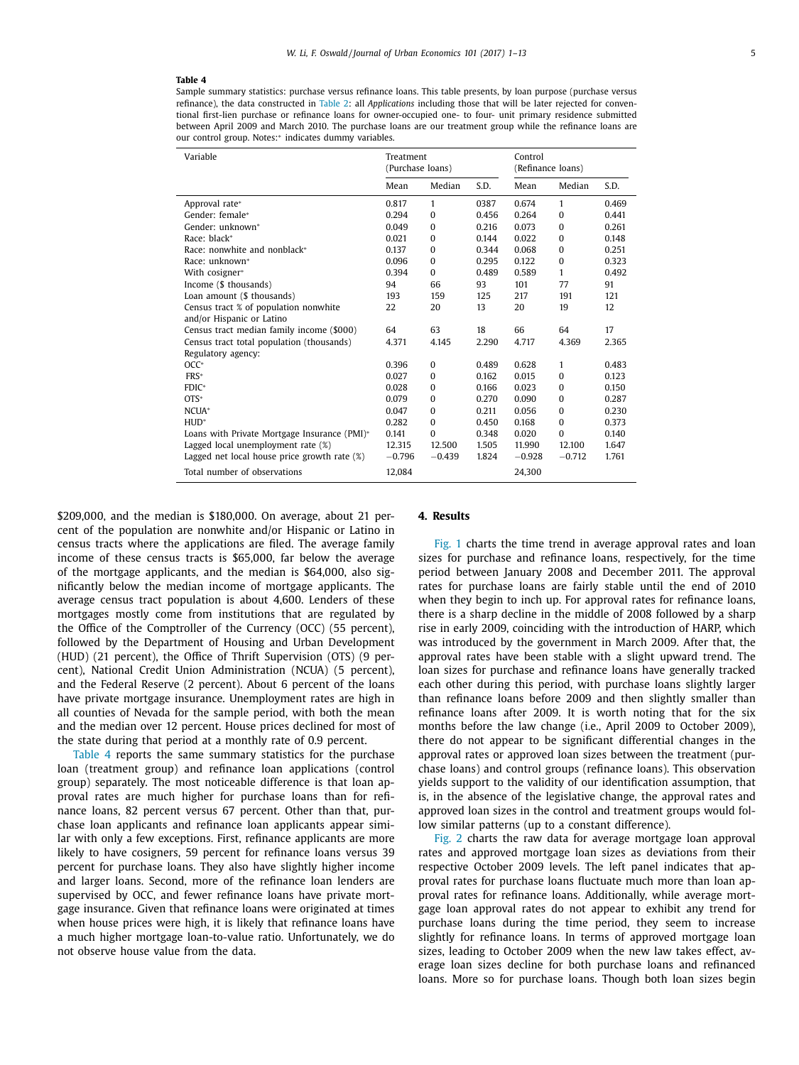**Table 4**

Sample summary statistics: purchase versus refinance loans. This table presents, by loan purpose (purchase versus refinance), the data constructed in Table 2: all *Applications* including those that will be later rejected for conventional first-lien purchase or refinance loans for owner-occupied one- to four- unit primary residence submitted between April 2009 and March 2010. The purchase loans are our treatment group while the refinance loans are our control group. Notes:* indicates dummy variables.

| Variable | Treatment (Purchase loans) | | | Control (Refinance loans) | | |
|---|---|---|---|---|---|---|
| | Mean | Median | S.D. | Mean | Median | S.D. |
| Approval rate* | 0.817 | 1 | 0387 | 0.674 | 1 | 0.469 |
| Gender: female* | 0.294 | 0 | 0.456 | 0.264 | 0 | 0.441 |
| Gender: unknown* | 0.049 | 0 | 0.216 | 0.073 | 0 | 0.261 |
| Race: black* | 0.021 | 0 | 0.144 | 0.022 | 0 | 0.148 |
| Race: nonwhite and nonblack* | 0.137 | 0 | 0.344 | 0.068 | 0 | 0.251 |
| Race: unknown* | 0.096 | 0 | 0.295 | 0.122 | 0 | 0.323 |
| With cosigner* | 0.394 | 0 | 0.489 | 0.589 | 1 | 0.492 |
| Income ($ thousands) | 94 | 66 | 93 | 101 | 77 | 91 |
| Loan amount ($ thousands) | 193 | 159 | 125 | 217 | 191 | 121 |
| Census tract % of population nonwhite and/or Hispanic or Latino | 22 | 20 | 13 | 20 | 19 | 12 |
| Census tract median family income ($000) | 64 | 63 | 18 | 66 | 64 | 17 |
| Census tract total population (thousands) | 4.371 | 4.145 | 2.290 | 4.717 | 4.369 | 2.365 |
| Regulatory agency: | | | | | | |
| OCC* | 0.396 | 0 | 0.489 | 0.628 | 1 | 0.483 |
| FRS* | 0.027 | 0 | 0.162 | 0.015 | 0 | 0.123 |
| FDIC* | 0.028 | 0 | 0.166 | 0.023 | 0 | 0.150 |
| OTS* | 0.079 | 0 | 0.270 | 0.090 | 0 | 0.287 |
| NCUA* | 0.047 | 0 | 0.211 | 0.056 | 0 | 0.230 |
| HUD* | 0.282 | 0 | 0.450 | 0.168 | 0 | 0.373 |
| Loans with Private Mortgage Insurance (PMI)* | 0.141 | 0 | 0.348 | 0.020 | 0 | 0.140 |
| Lagged local unemployment rate (%) | 12.315 | 12.500 | 1.505 | 11.990 | 12.100 | 1.647 |
| Lagged net local house price growth rate (%) | −0.796 | −0.439 | 1.824 | −0.928 | −0.712 | 1.761 |
| Total number of observations | 12,084 | | | 24,300 | | |

$209,000, and the median is $180,000. On average, about 21 percent of the population are nonwhite and/or Hispanic or Latino in census tracts where the applications are filed. The average family income of these census tracts is $65,000, far below the average of the mortgage applicants, and the median is $64,000, also significantly below the median income of mortgage applicants. The average census tract population is about 4,600. Lenders of these mortgages mostly come from institutions that are regulated by the Office of the Comptroller of the Currency (OCC) (55 percent), followed by the Department of Housing and Urban Development (HUD) (21 percent), the Office of Thrift Supervision (OTS) (9 percent), National Credit Union Administration (NCUA) (5 percent), and the Federal Reserve (2 percent). About 6 percent of the loans have private mortgage insurance. Unemployment rates are high in all counties of Nevada for the sample period, with both the mean and the median over 12 percent. House prices declined for most of the state during that period at a monthly rate of 0.9 percent.

Table 4 reports the same summary statistics for the purchase loan (treatment group) and refinance loan applications (control group) separately. The most noticeable difference is that loan approval rates are much higher for purchase loans than for refinance loans, 82 percent versus 67 percent. Other than that, purchase loan applicants and refinance loan applicants appear similar with only a few exceptions. First, refinance applicants are more likely to have cosigners, 59 percent for refinance loans versus 39 percent for purchase loans. They also have slightly higher income and larger loans. Second, more of the refinance loan lenders are supervised by OCC, and fewer refinance loans have private mortgage insurance. Given that refinance loans were originated at times when house prices were high, it is likely that refinance loans have a much higher mortgage loan-to-value ratio. Unfortunately, we do not observe house value from the data.

## 4. Results

Fig. 1 charts the time trend in average approval rates and loan sizes for purchase and refinance loans, respectively, for the time period between January 2008 and December 2011. The approval rates for purchase loans are fairly stable until the end of 2010 when they begin to inch up. For approval rates for refinance loans, there is a sharp decline in the middle of 2008 followed by a sharp rise in early 2009, coinciding with the introduction of HARP, which was introduced by the government in March 2009. After that, the approval rates have been stable with a slight upward trend. The loan sizes for purchase and refinance loans have generally tracked each other during this period, with purchase loans slightly larger than refinance loans before 2009 and then slightly smaller than refinance loans after 2009. It is worth noting that for the six months before the law change (i.e., April 2009 to October 2009), there do not appear to be significant differential changes in the approval rates or approved loan sizes between the treatment (purchase loans) and control groups (refinance loans). This observation yields support to the validity of our identification assumption, that is, in the absence of the legislative change, the approval rates and approved loan sizes in the control and treatment groups would follow similar patterns (up to a constant difference).

Fig. 2 charts the raw data for average mortgage loan approval rates and approved mortgage loan sizes as deviations from their respective October 2009 levels. The left panel indicates that approval rates for purchase loans fluctuate much more than loan approval rates for refinance loans. Additionally, while average mortgage loan approval rates do not appear to exhibit any trend for purchase loans during the time period, they seem to increase slightly for refinance loans. In terms of approved mortgage loan sizes, leading to October 2009 when the new law takes effect, average loan sizes decline for both purchase loans and refinanced loans. More so for purchase loans. Though both loan sizes begin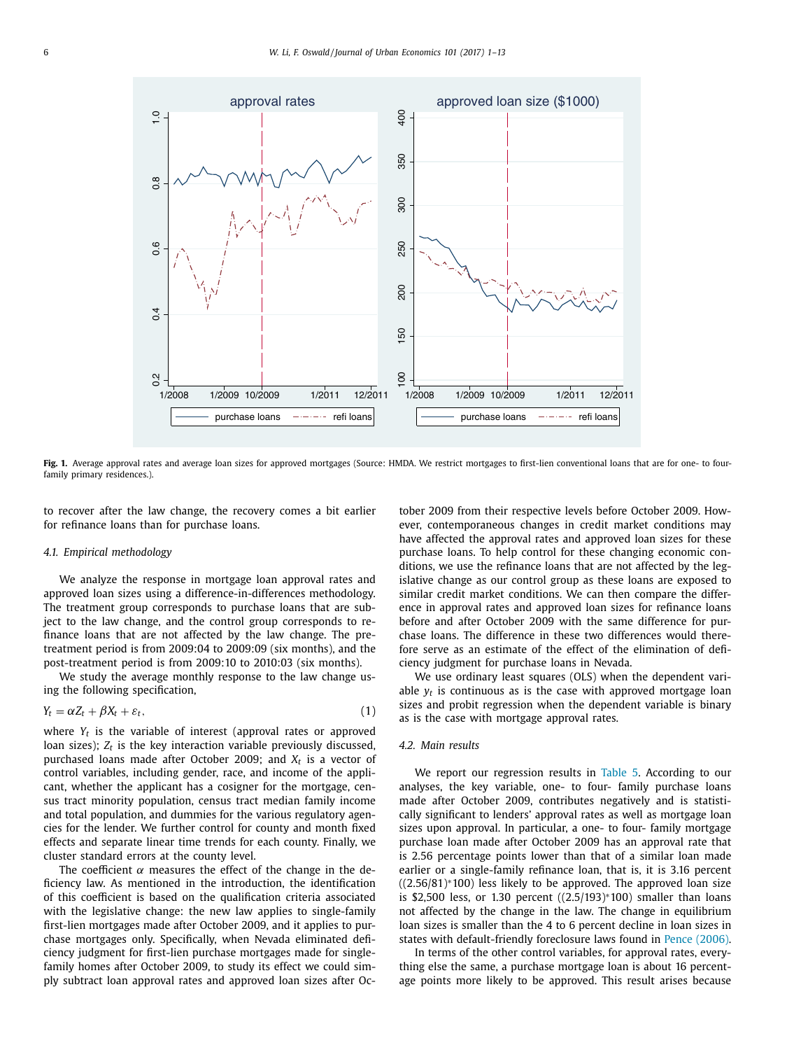Fig. 1. Average approval rates and average loan sizes for approved mortgages (Source: HMDA. We restrict mortgages to first-lien conventional loans that are for one- to four-family primary residences.).

to recover after the law change, the recovery comes a bit earlier for refinance loans than for purchase loans.

### 4.1. Empirical methodology

We analyze the response in mortgage loan approval rates and approved loan sizes using a difference-in-differences methodology. The treatment group corresponds to purchase loans that are subject to the law change, and the control group corresponds to refinance loans that are not affected by the law change. The pre-treatment period is from 2009:04 to 2009:09 (six months), and the post-treatment period is from 2009:10 to 2010:03 (six months).

We study the average monthly response to the law change using the following specification,

$$Y_t = \alpha Z_t + \beta X_t + \varepsilon_t, \tag{1}$$

where $Y_t$ is the variable of interest (approval rates or approved loan sizes); $Z_t$ is the key interaction variable previously discussed, purchased loans made after October 2009; and $X_t$ is a vector of control variables, including gender, race, and income of the applicant, whether the applicant has a cosigner for the mortgage, census tract minority population, census tract median family income and total population, and dummies for the various regulatory agencies for the lender. We further control for county and month fixed effects and separate linear time trends for each county. Finally, we cluster standard errors at the county level.

The coefficient $\alpha$ measures the effect of the change in the deficiency law. As mentioned in the introduction, the identification of this coefficient is based on the qualification criteria associated with the legislative change: the new law applies to single-family first-lien mortgages made after October 2009, and it applies to purchase mortgages only. Specifically, when Nevada eliminated deficiency judgment for first-lien purchase mortgages made for single-family homes after October 2009, to study its effect we could simply subtract loan approval rates and approved loan sizes after October 2009 from their respective levels before October 2009. However, contemporaneous changes in credit market conditions may have affected the approval rates and approved loan sizes for these purchase loans. To help control for these changing economic conditions, we use the refinance loans that are not affected by the legislative change as our control group as these loans are exposed to similar credit market conditions. We can then compare the difference in approval rates and approved loan sizes for refinance loans before and after October 2009 with the same difference for purchase loans. The difference in these two differences would therefore serve as an estimate of the effect of the elimination of deficiency judgment for purchase loans in Nevada.

We use ordinary least squares (OLS) when the dependent variable $y_t$ is continuous as is the case with approved mortgage loan sizes and probit regression when the dependent variable is binary as is the case with mortgage approval rates.

### 4.2. Main results

We report our regression results in Table 5. According to our analyses, the key variable, one- to four- family purchase loans made after October 2009, contributes negatively and is statistically significant to lenders' approval rates as well as mortgage loan sizes upon approval. In particular, a one- to four- family mortgage purchase loan made after October 2009 has an approval rate that is 2.56 percentage points lower than that of a similar loan made earlier or a single-family refinance loan, that is, it is 3.16 percent ((2.56/81)*100) less likely to be approved. The approved loan size is $2,500 less, or 1.30 percent ((2.5/193)*100) smaller than loans not affected by the change in the law. The change in equilibrium loan sizes is smaller than the 4 to 6 percent decline in loan sizes in states with default-friendly foreclosure laws found in Pence (2006).

In terms of the other control variables, for approval rates, everything else the same, a purchase mortgage loan is about 16 percentage points more likely to be approved. This result arises because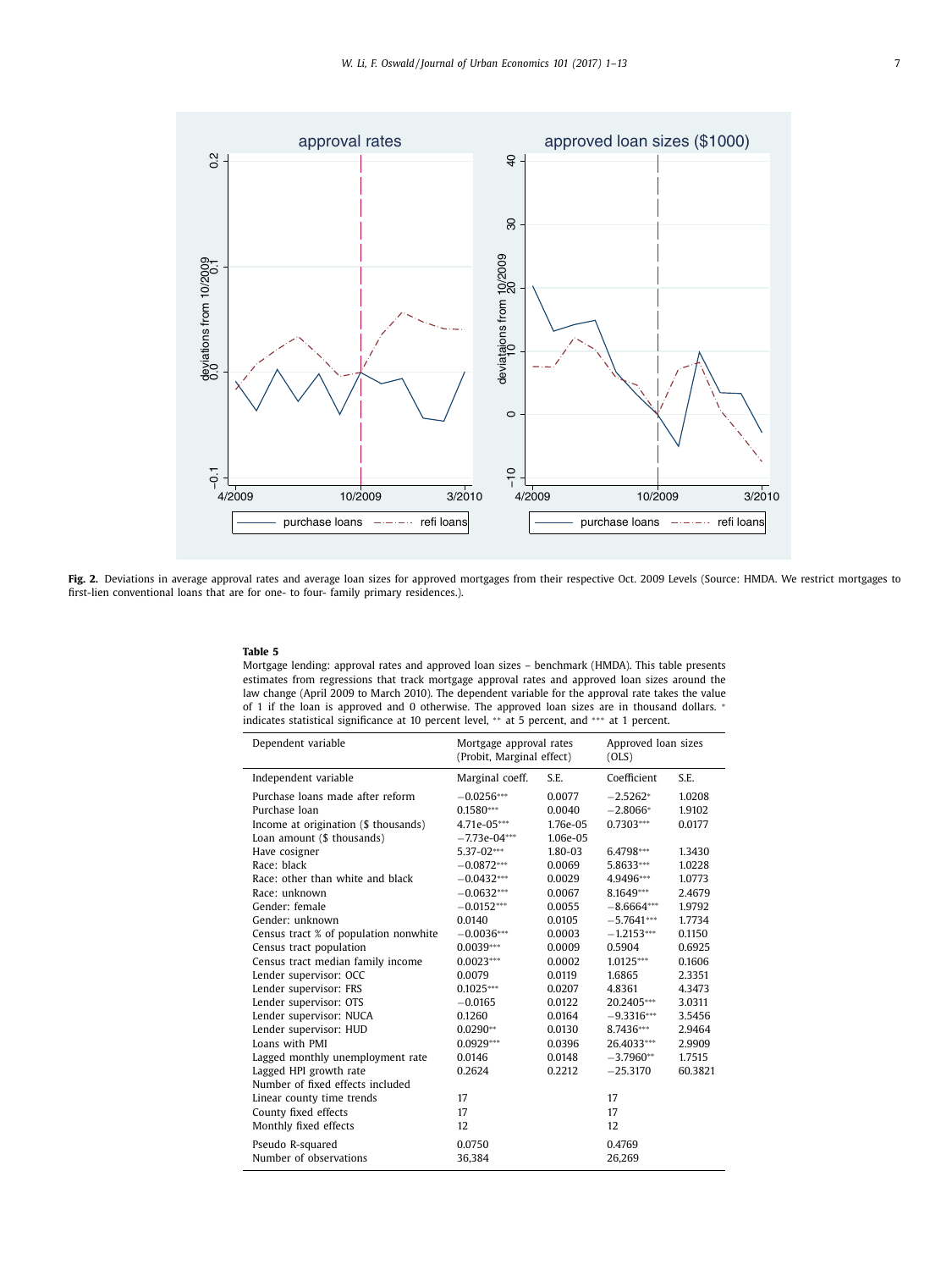**Fig. 2.** Deviations in average approval rates and average loan sizes for approved mortgages from their respective Oct. 2009 Levels (Source: HMDA. We restrict mortgages to first-lien conventional loans that are for one- to four- family primary residences.).

**Table 5**

Mortgage lending: approval rates and approved loan sizes – benchmark (HMDA). This table presents estimates from regressions that track mortgage approval rates and approved loan sizes around the law change (April 2009 to March 2010). The dependent variable for the approval rate takes the value of 1 if the loan is approved and 0 otherwise. The approved loan sizes are in thousand dollars. * indicates statistical significance at 10 percent level, ** at 5 percent, and *** at 1 percent.

| Dependent variable | Mortgage approval rates (Probit, Marginal effect) | | Approved loan sizes (OLS) | |
|---|---|---|---|---|
| Independent variable | Marginal coeff. | S.E. | Coefficient | S.E. |
| Purchase loans made after reform | −0.0256*** | 0.0077 | −2.5262* | 1.0208 |
| Purchase loan | 0.1580*** | 0.0040 | −2.8066* | 1.9102 |
| Income at origination ($ thousands) | 4.71e-05*** | 1.76e-05 | 0.7303*** | 0.0177 |
| Loan amount ($ thousands) | −7.73e-04*** | 1.06e-05 | | |
| Have cosigner | 5.37-02*** | 1.80-03 | 6.4798*** | 1.3430 |
| Race: black | −0.0872*** | 0.0069 | 5.8633*** | 1.0228 |
| Race: other than white and black | −0.0432*** | 0.0029 | 4.9496*** | 1.0773 |
| Race: unknown | −0.0632*** | 0.0067 | 8.1649*** | 2.4679 |
| Gender: female | −0.0152*** | 0.0055 | −8.6664*** | 1.9792 |
| Gender: unknown | 0.0140 | 0.0105 | −5.7641*** | 1.7734 |
| Census tract % of population nonwhite | −0.0036*** | 0.0003 | −1.2153*** | 0.1150 |
| Census tract population | 0.0039*** | 0.0009 | 0.5904 | 0.6925 |
| Census tract median family income | 0.0023*** | 0.0002 | 1.0125*** | 0.1606 |
| Lender supervisor: OCC | 0.0079 | 0.0119 | 1.6865 | 2.3351 |
| Lender supervisor: FRS | 0.1025*** | 0.0207 | 4.8361 | 4.3473 |
| Lender supervisor: OTS | −0.0165 | 0.0122 | 20.2405*** | 3.0311 |
| Lender supervisor: NUCA | 0.1260 | 0.0164 | −9.3316*** | 3.5456 |
| Lender supervisor: HUD | 0.0290** | 0.0130 | 8.7436*** | 2.9464 |
| Loans with PMI | 0.0929*** | 0.0396 | 26.4033*** | 2.9909 |
| Lagged monthly unemployment rate | 0.0146 | 0.0148 | −3.7960** | 1.7515 |
| Lagged HPI growth rate | 0.2624 | 0.2212 | −25.3170 | 60.3821 |
| Number of fixed effects included | | | | |
| Linear county time trends | 17 | | 17 | |
| County fixed effects | 17 | | 17 | |
| Monthly fixed effects | 12 | | 12 | |
| Pseudo R-squared | 0.0750 | | 0.4769 | |
| Number of observations | 36,384 | | 26,269 | |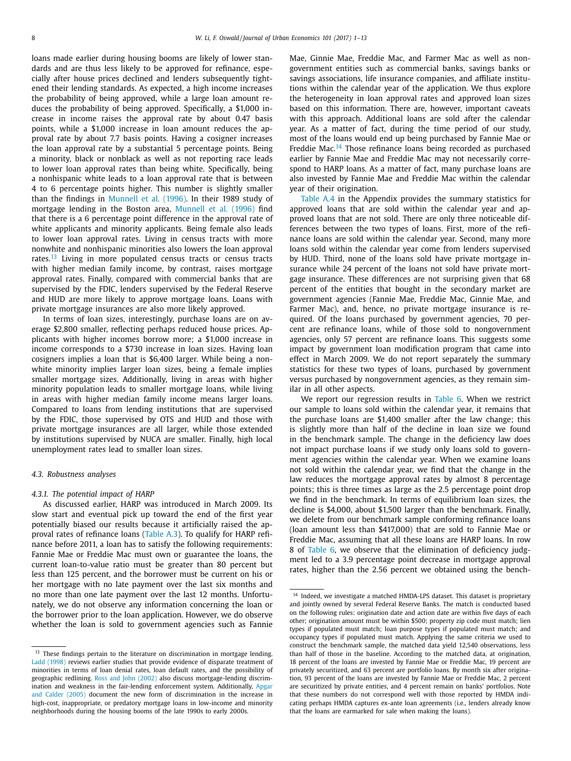loans made earlier during housing booms are likely of lower standards and are thus less likely to be approved for refinance, especially after house prices declined and lenders subsequently tightened their lending standards. As expected, a high income increases the probability of being approved, while a large loan amount reduces the probability of being approved. Specifically, a $1,000 increase in income raises the approval rate by about 0.47 basis points, while a $1,000 increase in loan amount reduces the approval rate by about 7.7 basis points. Having a cosigner increases the loan approval rate by a substantial 5 percentage points. Being a minority, black or nonblack as well as not reporting race leads to lower loan approval rates than being white. Specifically, being a nonhispanic white leads to a loan approval rate that is between 4 to 6 percentage points higher. This number is slightly smaller than the findings in Munnell et al. (1996). In their 1989 study of mortgage lending in the Boston area, Munnell et al. (1996) find that there is a 6 percentage point difference in the approval rate of white applicants and minority applicants. Being female also leads to lower loan approval rates. Living in census tracts with more nonwhite and nonhispanic minorities also lowers the loan approval rates.[13] Living in more populated census tracts or census tracts with higher median family income, by contrast, raises mortgage approval rates. Finally, compared with commercial banks that are supervised by the FDIC, lenders supervised by the Federal Reserve and HUD are more likely to approve mortgage loans. Loans with private mortgage insurances are also more likely approved.

In terms of loan sizes, interestingly, purchase loans are on average $2,800 smaller, reflecting perhaps reduced house prices. Applicants with higher incomes borrow more; a $1,000 increase in income corresponds to a $730 increase in loan sizes. Having loan cosigners implies a loan that is $6,400 larger. While being a nonwhite minority implies larger loan sizes, being a female implies smaller mortgage sizes. Additionally, living in areas with higher minority population leads to smaller mortgage loans, while living in areas with higher median family income means larger loans. Compared to loans from lending institutions that are supervised by the FDIC, those supervised by OTS and HUD and those with private mortgage insurances are all larger, while those extended by institutions supervised by NUCA are smaller. Finally, high local unemployment rates lead to smaller loan sizes.

### 4.3. Robustness analyses

#### 4.3.1. The potential impact of HARP

As discussed earlier, HARP was introduced in March 2009. Its slow start and eventual pick up toward the end of the first year potentially biased our results because it artificially raised the approval rates of refinance loans (Table A.3). To qualify for HARP refinance before 2011, a loan has to satisfy the following requirements: Fannie Mae or Freddie Mac must own or guarantee the loans, the current loan-to-value ratio must be greater than 80 percent but less than 125 percent, and the borrower must be current on his or her mortgage with no late payment over the last six months and no more than one late payment over the last 12 months. Unfortunately, we do not observe any information concerning the loan or the borrower prior to the loan application. However, we do observe whether the loan is sold to government agencies such as Fannie Mae, Ginnie Mae, Freddie Mac, and Farmer Mac as well as nongovernment entities such as commercial banks, savings banks or savings associations, life insurance companies, and affiliate institutions within the calendar year of the application. We thus explore the heterogeneity in loan approval rates and approved loan sizes based on this information. There are, however, important caveats with this approach. Additional loans are sold after the calendar year. As a matter of fact, during the time period of our study, most of the loans would end up being purchased by Fannie Mae or Freddie Mac.[14] Those refinance loans being recorded as purchased earlier by Fannie Mae and Freddie Mac may not necessarily correspond to HARP loans. As a matter of fact, many purchase loans are also invested by Fannie Mae and Freddie Mac within the calendar year of their origination.

Table A.4 in the Appendix provides the summary statistics for approved loans that are sold within the calendar year and approved loans that are not sold. There are only three noticeable differences between the two types of loans. First, more of the refinance loans are sold within the calendar year. Second, many more loans sold within the calendar year come from lenders supervised by HUD. Third, none of the loans sold have private mortgage insurance while 24 percent of the loans not sold have private mortgage insurance. These differences are not surprising given that 68 percent of the entities that bought in the secondary market are government agencies (Fannie Mae, Freddie Mac, Ginnie Mae, and Farmer Mac), and, hence, no private mortgage insurance is required. Of the loans purchased by government agencies, 70 percent are refinance loans, while of those sold to nongovernment agencies, only 57 percent are refinance loans. This suggests some impact by government loan modification program that came into effect in March 2009. We do not report separately the summary statistics for these two types of loans, purchased by government versus purchased by nongovernment agencies, as they remain similar in all other aspects.

We report our regression results in Table 6. When we restrict our sample to loans sold within the calendar year, it remains that the purchase loans are $1,400 smaller after the law change; this is slightly more than half of the decline in loan size we found in the benchmark sample. The change in the deficiency law does not impact purchase loans if we study only loans sold to government agencies within the calendar year. When we examine loans not sold within the calendar year, we find that the change in the law reduces the mortgage approval rates by almost 8 percentage points; this is three times as large as the 2.5 percentage point drop we find in the benchmark. In terms of equilibrium loan sizes, the decline is $4,000, about $1,500 larger than the benchmark. Finally, we delete from our benchmark sample conforming refinance loans (loan amount less than $417,000) that are sold to Fannie Mae or Freddie Mac, assuming that all these loans are HARP loans. In row 8 of Table 6, we observe that the elimination of deficiency judgment led to a 3.9 percentage point decrease in mortgage approval rates, higher than the 2.56 percent we obtained using the bench-

---

[13] These findings pertain to the literature on discrimination in mortgage lending. Ladd (1998) reviews earlier studies that provide evidence of disparate treatment of minorities in terms of loan denial rates, loan default rates, and the possibility of geographic redlining. Ross and John (2002) also discuss mortgage-lending discrimination and weakness in the fair-lending enforcement system. Additionally, Apgar and Calder (2005) document the new form of discrimination in the increase in high-cost, inappropriate, or predatory mortgage loans in low-income and minority neighborhoods during the housing booms of the late 1990s to early 2000s.

[14] Indeed, we investigate a matched HMDA-LPS dataset. This dataset is proprietary and jointly owned by several Federal Reserve Banks. The match is conducted based on the following rules: origination date and action date are within five days of each other; origination amount must be within $500; property zip code must match; lien types if populated must match; loan purpose types if populated must match; and occupancy types if populated must match. Applying the same criteria we used to construct the benchmark sample, the matched data yield 12,540 observations, less than half of those in the baseline. According to the matched data, at origination, 18 percent of the loans are invested by Fannie Mae or Freddie Mac, 19 percent are privately securitized, and 63 percent are portfolio loans. By month six after origination, 93 percent of the loans are invested by Fannie Mae or Freddie Mac, 2 percent are securitized by private entities, and 4 percent remain on banks' portfolios. Note that these numbers do not correspond well with those reported by HMDA indicating perhaps HMDA captures ex-ante loan agreements (i.e., lenders already know that the loans are earmarked for sale when making the loans).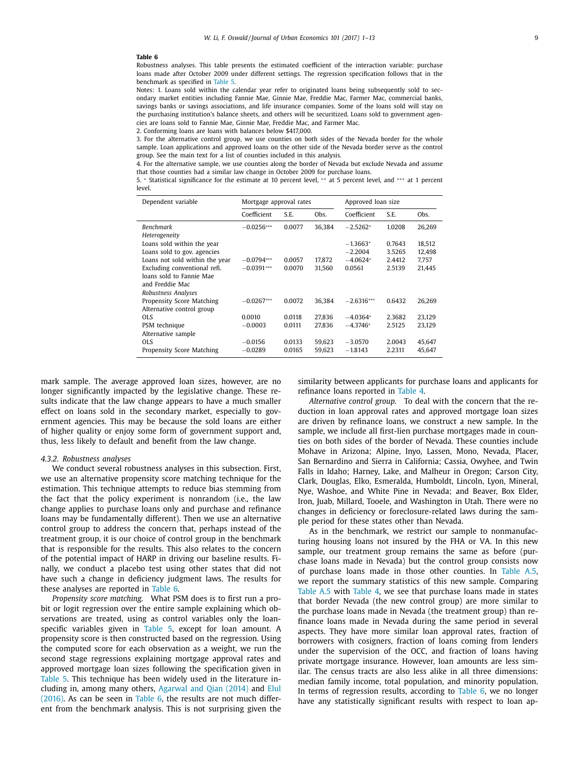**Table 6**

Robustness analyses. This table presents the estimated coefficient of the interaction variable: purchase loans made after October 2009 under different settings. The regression specification follows that in the benchmark as specified in Table 5.

Notes: 1. Loans sold within the calendar year refer to originated loans being subsequently sold to secondary market entities including Fannie Mae, Ginnie Mae, Freddie Mac, Farmer Mac, commercial banks, savings banks or savings associations, and life insurance companies. Some of the loans sold will stay on the purchasing institution's balance sheets, and others will be securitized. Loans sold to government agencies are loans sold to Fannie Mae, Ginnie Mae, Freddie Mac, and Farmer Mac.

2. Conforming loans are loans with balances below $417,000.

3. For the alternative control group, we use counties on both sides of the Nevada border for the whole sample. Loan applications and approved loans on the other side of the Nevada border serve as the control group. See the main text for a list of counties included in this analysis.

4. For the alternative sample, we use counties along the border of Nevada but exclude Nevada and assume that those counties had a similar law change in October 2009 for purchase loans.

5. * Statistical significance for the estimate at 10 percent level, ** at 5 percent level, and *** at 1 percent level.

| Dependent variable | Mortgage approval rates | | | Approved loan size | | |
|---|---|---|---|---|---|---|
| | Coefficient | S.E. | Obs. | Coefficient | S.E. | Obs. |
| *Benchmark* | −0.0256*** | 0.0077 | 36,384 | −2.5262* | 1.0208 | 26,269 |
| *Heterogeneity* | | | | | | |
| Loans sold within the year | | | | −1.3663* | 0.7643 | 18,512 |
| Loans sold to gov. agencies | | | | −2.2004 | 3.5265 | 12,498 |
| Loans not sold within the year | −0.0794*** | 0.0057 | 17,872 | −4.0624* | 2.4412 | 7,757 |
| Excluding conventional refi. loans sold to Fannie Mae and Freddie Mac | −0.0391*** | 0.0070 | 31,560 | 0.0561 | 2.5139 | 21,445 |
| *Robustness Analyses* | | | | | | |
| Propensity Score Matching | −0.0267*** | 0.0072 | 36,384 | −2.6316*** | 0.6432 | 26,269 |
| Alternative control group | | | | | | |
| OLS | 0.0010 | 0.0118 | 27,836 | −4.0364* | 2.3682 | 23,129 |
| PSM technique | −0.0003 | 0.0111 | 27,836 | −4.3746* | 2.5125 | 23,129 |
| Alternative sample | | | | | | |
| OLS | −0.0156 | 0.0133 | 59,623 | −3.0570 | 2.0043 | 45,647 |
| Propensity Score Matching | −0.0289 | 0.0165 | 59,623 | −1.8143 | 2.2311 | 45,647 |

mark sample. The average approved loan sizes, however, are no longer significantly impacted by the legislative change. These results indicate that the law change appears to have a much smaller effect on loans sold in the secondary market, especially to government agencies. This may be because the sold loans are either of higher quality or enjoy some form of government support and, thus, less likely to default and benefit from the law change.

#### 4.3.2. Robustness analyses

We conduct several robustness analyses in this subsection. First, we use an alternative propensity score matching technique for the estimation. This technique attempts to reduce bias stemming from the fact that the policy experiment is nonrandom (i.e., the law change applies to purchase loans only and purchase and refinance loans may be fundamentally different). Then we use an alternative control group to address the concern that, perhaps instead of the treatment group, it is our choice of control group in the benchmark that is responsible for the results. This also relates to the concern of the potential impact of HARP in driving our baseline results. Finally, we conduct a placebo test using other states that did not have such a change in deficiency judgment laws. The results for these analyses are reported in Table 6.

*Propensity score matching.* What PSM does is to first run a probit or logit regression over the entire sample explaining which observations are treated, using as control variables only the loan-specific variables given in Table 5, except for loan amount. A propensity score is then constructed based on the regression. Using the computed score for each observation as a weight, we run the second stage regressions explaining mortgage approval rates and approved mortgage loan sizes following the specification given in Table 5. This technique has been widely used in the literature including in, among many others, Agarwal and Qian (2014) and Elul (2016). As can be seen in Table 6, the results are not much different from the benchmark analysis. This is not surprising given the similarity between applicants for purchase loans and applicants for refinance loans reported in Table 4.

*Alternative control group.* To deal with the concern that the reduction in loan approval rates and approved mortgage loan sizes are driven by refinance loans, we construct a new sample. In the sample, we include all first-lien purchase mortgages made in counties on both sides of the border of Nevada. These counties include Mohave in Arizona; Alpine, Inyo, Lassen, Mono, Nevada, Placer, San Bernardino and Sierra in California; Cassia, Owyhee, and Twin Falls in Idaho; Harney, Lake, and Malheur in Oregon; Carson City, Clark, Douglas, Elko, Esmeralda, Humboldt, Lincoln, Lyon, Mineral, Nye, Washoe, and White Pine in Nevada; and Beaver, Box Elder, Iron, Juab, Millard, Tooele, and Washington in Utah. There were no changes in deficiency or foreclosure-related laws during the sample period for these states other than Nevada.

As in the benchmark, we restrict our sample to nonmanufacturing housing loans not insured by the FHA or VA. In this new sample, our treatment group remains the same as before (purchase loans made in Nevada) but the control group consists now of purchase loans made in those other counties. In Table A.5, we report the summary statistics of this new sample. Comparing Table A.5 with Table 4, we see that purchase loans made in states that border Nevada (the new control group) are more similar to the purchase loans made in Nevada (the treatment group) than refinance loans made in Nevada during the same period in several aspects. They have more similar loan approval rates, fraction of borrowers with cosigners, fraction of loans coming from lenders under the supervision of the OCC, and fraction of loans having private mortgage insurance. However, loan amounts are less similar. The census tracts are also less alike in all three dimensions: median family income, total population, and minority population. In terms of regression results, according to Table 6, we no longer have any statistically significant results with respect to loan ap-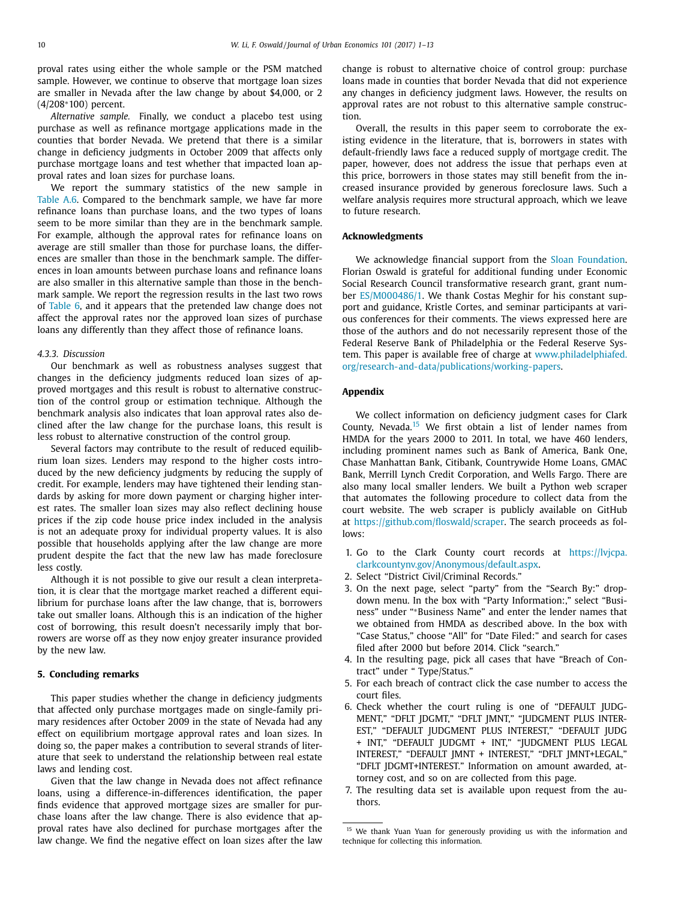proval rates using either the whole sample or the PSM matched sample. However, we continue to observe that mortgage loan sizes are smaller in Nevada after the law change by about $4,000, or 2 (4/208*100) percent.

*Alternative sample.* Finally, we conduct a placebo test using purchase as well as refinance mortgage applications made in the counties that border Nevada. We pretend that there is a similar change in deficiency judgments in October 2009 that affects only purchase mortgage loans and test whether that impacted loan approval rates and loan sizes for purchase loans.

We report the summary statistics of the new sample in Table A.6. Compared to the benchmark sample, we have far more refinance loans than purchase loans, and the two types of loans seem to be more similar than they are in the benchmark sample. For example, although the approval rates for refinance loans on average are still smaller than those for purchase loans, the differences are smaller than those in the benchmark sample. The differences in loan amounts between purchase loans and refinance loans are also smaller in this alternative sample than those in the benchmark sample. We report the regression results in the last two rows of Table 6, and it appears that the pretended law change does not affect the approval rates nor the approved loan sizes of purchase loans any differently than they affect those of refinance loans.

#### 4.3.3. Discussion

Our benchmark as well as robustness analyses suggest that changes in the deficiency judgments reduced loan sizes of approved mortgages and this result is robust to alternative construction of the control group or estimation technique. Although the benchmark analysis also indicates that loan approval rates also declined after the law change for the purchase loans, this result is less robust to alternative construction of the control group.

Several factors may contribute to the result of reduced equilibrium loan sizes. Lenders may respond to the higher costs introduced by the new deficiency judgments by reducing the supply of credit. For example, lenders may have tightened their lending standards by asking for more down payment or charging higher interest rates. The smaller loan sizes may also reflect declining house prices if the zip code house price index included in the analysis is not an adequate proxy for individual property values. It is also possible that households applying after the law change are more prudent despite the fact that the new law has made foreclosure less costly.

Although it is not possible to give our result a clean interpretation, it is clear that the mortgage market reached a different equilibrium for purchase loans after the law change, that is, borrowers take out smaller loans. Although this is an indication of the higher cost of borrowing, this result doesn't necessarily imply that borrowers are worse off as they now enjoy greater insurance provided by the new law.

## 5. Concluding remarks

This paper studies whether the change in deficiency judgments that affected only purchase mortgages made on single-family primary residences after October 2009 in the state of Nevada had any effect on equilibrium mortgage approval rates and loan sizes. In doing so, the paper makes a contribution to several strands of literature that seek to understand the relationship between real estate laws and lending cost.

Given that the law change in Nevada does not affect refinance loans, using a difference-in-differences identification, the paper finds evidence that approved mortgage sizes are smaller for purchase loans after the law change. There is also evidence that approval rates have also declined for purchase mortgages after the law change. We find the negative effect on loan sizes after the law change is robust to alternative choice of control group: purchase loans made in counties that border Nevada that did not experience any changes in deficiency judgment laws. However, the results on approval rates are not robust to this alternative sample construction.

Overall, the results in this paper seem to corroborate the existing evidence in the literature, that is, borrowers in states with default-friendly laws face a reduced supply of mortgage credit. The paper, however, does not address the issue that perhaps even at this price, borrowers in those states may still benefit from the increased insurance provided by generous foreclosure laws. Such a welfare analysis requires more structural approach, which we leave to future research.

## Acknowledgments

We acknowledge financial support from the Sloan Foundation. Florian Oswald is grateful for additional funding under Economic Social Research Council transformative research grant, grant number ES/M000486/1. We thank Costas Meghir for his constant support and guidance, Kristle Cortes, and seminar participants at various conferences for their comments. The views expressed here are those of the authors and do not necessarily represent those of the Federal Reserve Bank of Philadelphia or the Federal Reserve System. This paper is available free of charge at www.philadelphiafed.org/research-and-data/publications/working-papers.

## Appendix

We collect information on deficiency judgment cases for Clark County, Nevada.[15] We first obtain a list of lender names from HMDA for the years 2000 to 2011. In total, we have 460 lenders, including prominent names such as Bank of America, Bank One, Chase Manhattan Bank, Citibank, Countrywide Home Loans, GMAC Bank, Merrill Lynch Credit Corporation, and Wells Fargo. There are also many local smaller lenders. We built a Python web scraper that automates the following procedure to collect data from the court website. The web scraper is publicly available on GitHub at https://github.com/floswald/scraper. The search proceeds as follows:

1. Go to the Clark County court records at https://lvjcpa.clarkcountynv.gov/Anonymous/default.aspx.
2. Select "District Civil/Criminal Records."
3. On the next page, select "party" from the "Search By:" drop-down menu. In the box with "Party Information:," select "Business" under "*Business Name" and enter the lender names that we obtained from HMDA as described above. In the box with "Case Status," choose "All" for "Date Filed:" and search for cases filed after 2000 but before 2014. Click "search."
4. In the resulting page, pick all cases that have "Breach of Contract" under " Type/Status."
5. For each breach of contract click the case number to access the court files.
6. Check whether the court ruling is one of "DEFAULT JUDGMENT," "DFLT JDGMT," "DFLT JMNT," "JUDGMENT PLUS INTEREST," "DEFAULT JUDGMENT PLUS INTEREST," "DEFAULT JUDG + INT," "DEFAULT JUDGMT + INT," "JUDGMENT PLUS LEGAL INTEREST," "DEFAULT JMNT + INTEREST," "DFLT JMNT+LEGAL," "DFLT JDGMT+INTEREST." Information on amount awarded, attorney cost, and so on are collected from this page.
7. The resulting data set is available upon request from the authors.

[15] We thank Yuan Yuan for generously providing us with the information and technique for collecting this information.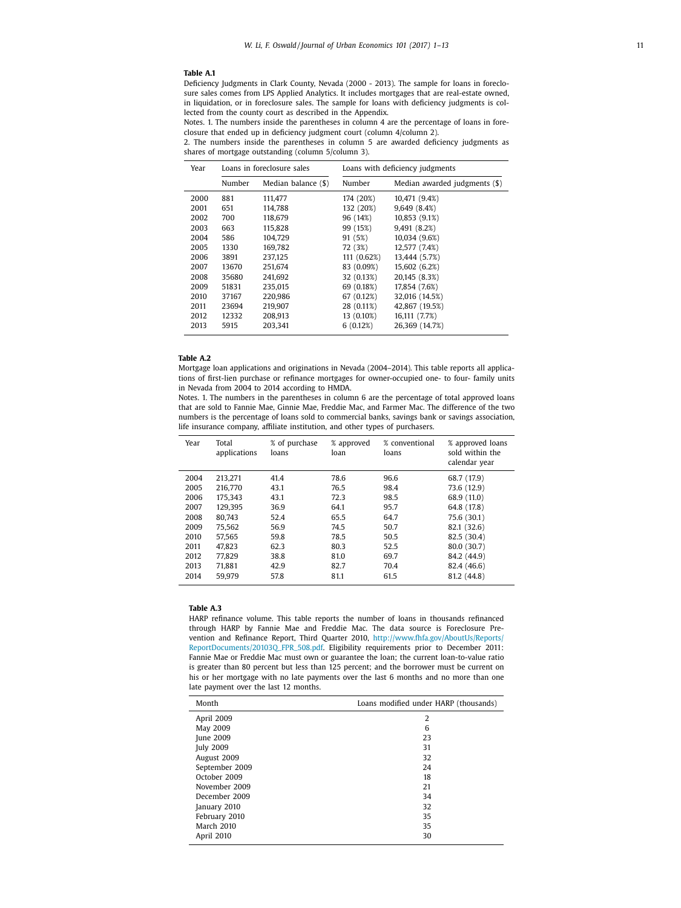**Table A.1**

Deficiency Judgments in Clark County, Nevada (2000 - 2013). The sample for loans in foreclosure sales comes from LPS Applied Analytics. It includes mortgages that are real-estate owned, in liquidation, or in foreclosure sales. The sample for loans with deficiency judgments is collected from the county court as described in the Appendix.

Notes. 1. The numbers inside the parentheses in column 4 are the percentage of loans in foreclosure that ended up in deficiency judgment court (column 4/column 2).

2. The numbers inside the parentheses in column 5 are awarded deficiency judgments as shares of mortgage outstanding (column 5/column 3).

| Year | Loans in foreclosure sales | | Loans with deficiency judgments | |
|---|---|---|---|---|
| | Number | Median balance ($) | Number | Median awarded judgments ($) |
| 2000 | 881 | 111,477 | 174 (20%) | 10,471 (9.4%) |
| 2001 | 651 | 114,788 | 132 (20%) | 9,649 (8.4%) |
| 2002 | 700 | 118,679 | 96 (14%) | 10,853 (9.1%) |
| 2003 | 663 | 115,828 | 99 (15%) | 9,491 (8.2%) |
| 2004 | 586 | 104,729 | 91 (5%) | 10,034 (9.6%) |
| 2005 | 1330 | 169,782 | 72 (3%) | 12,577 (7.4%) |
| 2006 | 3891 | 237,125 | 111 (0.62%) | 13,444 (5.7%) |
| 2007 | 13670 | 251,674 | 83 (0.09%) | 15,602 (6.2%) |
| 2008 | 35680 | 241,692 | 32 (0.13%) | 20,145 (8.3%) |
| 2009 | 51831 | 235,015 | 69 (0.18%) | 17,854 (7.6%) |
| 2010 | 37167 | 220,986 | 67 (0.12%) | 32,016 (14.5%) |
| 2011 | 23694 | 219,907 | 28 (0.11%) | 42,867 (19.5%) |
| 2012 | 12332 | 208,913 | 13 (0.10%) | 16,111 (7.7%) |
| 2013 | 5915 | 203,341 | 6 (0.12%) | 26,369 (14.7%) |

**Table A.2**

Mortgage loan applications and originations in Nevada (2004–2014). This table reports all applications of first-lien purchase or refinance mortgages for owner-occupied one- to four- family units in Nevada from 2004 to 2014 according to HMDA.

Notes. 1. The numbers in the parentheses in column 6 are the percentage of total approved loans that are sold to Fannie Mae, Ginnie Mae, Freddie Mac, and Farmer Mac. The difference of the two numbers is the percentage of loans sold to commercial banks, savings bank or savings association, life insurance company, affiliate institution, and other types of purchasers.

| Year | Total applications | % of purchase loans | % approved loan | % conventional loans | % approved loans sold within the calendar year |
|---|---|---|---|---|---|
| 2004 | 213,271 | 41.4 | 78.6 | 96.6 | 68.7 (17.9) |
| 2005 | 216,770 | 43.1 | 76.5 | 98.4 | 73.6 (12.9) |
| 2006 | 175,343 | 43.1 | 72.3 | 98.5 | 68.9 (11.0) |
| 2007 | 129,395 | 36.9 | 64.1 | 95.7 | 64.8 (17.8) |
| 2008 | 80,743 | 52.4 | 65.5 | 64.7 | 75.6 (30.1) |
| 2009 | 75,562 | 56.9 | 74.5 | 50.7 | 82.1 (32.6) |
| 2010 | 57,565 | 59.8 | 78.5 | 50.5 | 82.5 (30.4) |
| 2011 | 47,823 | 62.3 | 80.3 | 52.5 | 80.0 (30.7) |
| 2012 | 77,829 | 38.8 | 81.0 | 69.7 | 84.2 (44.9) |
| 2013 | 71,881 | 42.9 | 82.7 | 70.4 | 82.4 (46.6) |
| 2014 | 59,979 | 57.8 | 81.1 | 61.5 | 81.2 (44.8) |

**Table A.3**

HARP refinance volume. This table reports the number of loans in thousands refinanced through HARP by Fannie Mae and Freddie Mac. The data source is Foreclosure Prevention and Refinance Report, Third Quarter 2010, http://www.fhfa.gov/AboutUs/Reports/ReportDocuments/20103Q_FPR_508.pdf. Eligibility requirements prior to December 2011: Fannie Mae or Freddie Mac must own or guarantee the loan; the current loan-to-value ratio is greater than 80 percent but less than 125 percent; and the borrower must be current on his or her mortgage with no late payments over the last 6 months and no more than one late payment over the last 12 months.

| Month | Loans modified under HARP (thousands) |
|---|---|
| April 2009 | 2 |
| May 2009 | 6 |
| June 2009 | 23 |
| July 2009 | 31 |
| August 2009 | 32 |
| September 2009 | 24 |
| October 2009 | 18 |
| November 2009 | 21 |
| December 2009 | 34 |
| January 2010 | 32 |
| February 2010 | 35 |
| March 2010 | 35 |
| April 2010 | 30 |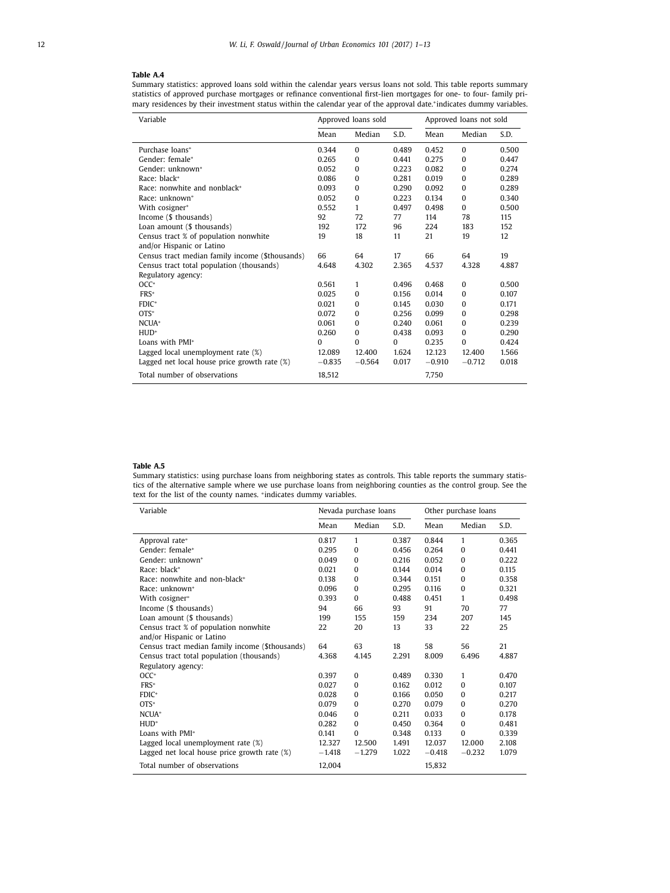**Table A.4**

Summary statistics: approved loans sold within the calendar years versus loans not sold. This table reports summary statistics of approved purchase mortgages or refinance conventional first-lien mortgages for one- to four- family primary residences by their investment status within the calendar year of the approval date.*indicates dummy variables.

| Variable | Approved loans sold | | | Approved loans not sold | | |
|---|---|---|---|---|---|---|
| | Mean | Median | S.D. | Mean | Median | S.D. |
| Purchase loans* | 0.344 | 0 | 0.489 | 0.452 | 0 | 0.500 |
| Gender: female* | 0.265 | 0 | 0.441 | 0.275 | 0 | 0.447 |
| Gender: unknown* | 0.052 | 0 | 0.223 | 0.082 | 0 | 0.274 |
| Race: black* | 0.086 | 0 | 0.281 | 0.019 | 0 | 0.289 |
| Race: nonwhite and nonblack* | 0.093 | 0 | 0.290 | 0.092 | 0 | 0.289 |
| Race: unknown* | 0.052 | 0 | 0.223 | 0.134 | 0 | 0.340 |
| With cosigner* | 0.552 | 1 | 0.497 | 0.498 | 0 | 0.500 |
| Income ($ thousands) | 92 | 72 | 77 | 114 | 78 | 115 |
| Loan amount ($ thousands) | 192 | 172 | 96 | 224 | 183 | 152 |
| Census tract % of population nonwhite and/or Hispanic or Latino | 19 | 18 | 11 | 21 | 19 | 12 |
| Census tract median family income ($thousands) | 66 | 64 | 17 | 66 | 64 | 19 |
| Census tract total population (thousands) | 4.648 | 4.302 | 2.365 | 4.537 | 4.328 | 4.887 |
| Regulatory agency: | | | | | | |
| OCC* | 0.561 | 1 | 0.496 | 0.468 | 0 | 0.500 |
| FRS* | 0.025 | 0 | 0.156 | 0.014 | 0 | 0.107 |
| FDIC* | 0.021 | 0 | 0.145 | 0.030 | 0 | 0.171 |
| OTS* | 0.072 | 0 | 0.256 | 0.099 | 0 | 0.298 |
| NCUA* | 0.061 | 0 | 0.240 | 0.061 | 0 | 0.239 |
| HUD* | 0.260 | 0 | 0.438 | 0.093 | 0 | 0.290 |
| Loans with PMI* | 0 | 0 | 0 | 0.235 | 0 | 0.424 |
| Lagged local unemployment rate (%) | 12.089 | 12.400 | 1.624 | 12.123 | 12.400 | 1.566 |
| Lagged net local house price growth rate (%) | −0.835 | −0.564 | 0.017 | −0.910 | −0.712 | 0.018 |
| Total number of observations | 18,512 | | | 7,750 | | |

**Table A.5**

Summary statistics: using purchase loans from neighboring states as controls. This table reports the summary statistics of the alternative sample where we use purchase loans from neighboring counties as the control group. See the text for the list of the county names. *indicates dummy variables.

| Variable | Nevada purchase loans | | | Other purchase loans | | |
|---|---|---|---|---|---|---|
| | Mean | Median | S.D. | Mean | Median | S.D. |
| Approval rate* | 0.817 | 1 | 0.387 | 0.844 | 1 | 0.365 |
| Gender: female* | 0.295 | 0 | 0.456 | 0.264 | 0 | 0.441 |
| Gender: unknown* | 0.049 | 0 | 0.216 | 0.052 | 0 | 0.222 |
| Race: black* | 0.021 | 0 | 0.144 | 0.014 | 0 | 0.115 |
| Race: nonwhite and non-black* | 0.138 | 0 | 0.344 | 0.151 | 0 | 0.358 |
| Race: unknown* | 0.096 | 0 | 0.295 | 0.116 | 0 | 0.321 |
| With cosigner* | 0.393 | 0 | 0.488 | 0.451 | 1 | 0.498 |
| Income ($ thousands) | 94 | 66 | 93 | 91 | 70 | 77 |
| Loan amount ($ thousands) | 199 | 155 | 159 | 234 | 207 | 145 |
| Census tract % of population nonwhite and/or Hispanic or Latino | 22 | 20 | 13 | 33 | 22 | 25 |
| Census tract median family income ($thousands) | 64 | 63 | 18 | 58 | 56 | 21 |
| Census tract total population (thousands) | 4.368 | 4.145 | 2.291 | 8.009 | 6.496 | 4.887 |
| Regulatory agency: | | | | | | |
| OCC* | 0.397 | 0 | 0.489 | 0.330 | 1 | 0.470 |
| FRS* | 0.027 | 0 | 0.162 | 0.012 | 0 | 0.107 |
| FDIC* | 0.028 | 0 | 0.166 | 0.050 | 0 | 0.217 |
| OTS* | 0.079 | 0 | 0.270 | 0.079 | 0 | 0.270 |
| NCUA* | 0.046 | 0 | 0.211 | 0.033 | 0 | 0.178 |
| HUD* | 0.282 | 0 | 0.450 | 0.364 | 0 | 0.481 |
| Loans with PMI* | 0.141 | 0 | 0.348 | 0.133 | 0 | 0.339 |
| Lagged local unemployment rate (%) | 12.327 | 12.500 | 1.491 | 12.037 | 12.000 | 2.108 |
| Lagged net local house price growth rate (%) | −1.418 | −1.279 | 1.022 | −0.418 | −0.232 | 1.079 |
| Total number of observations | 12,004 | | | 15,832 | | |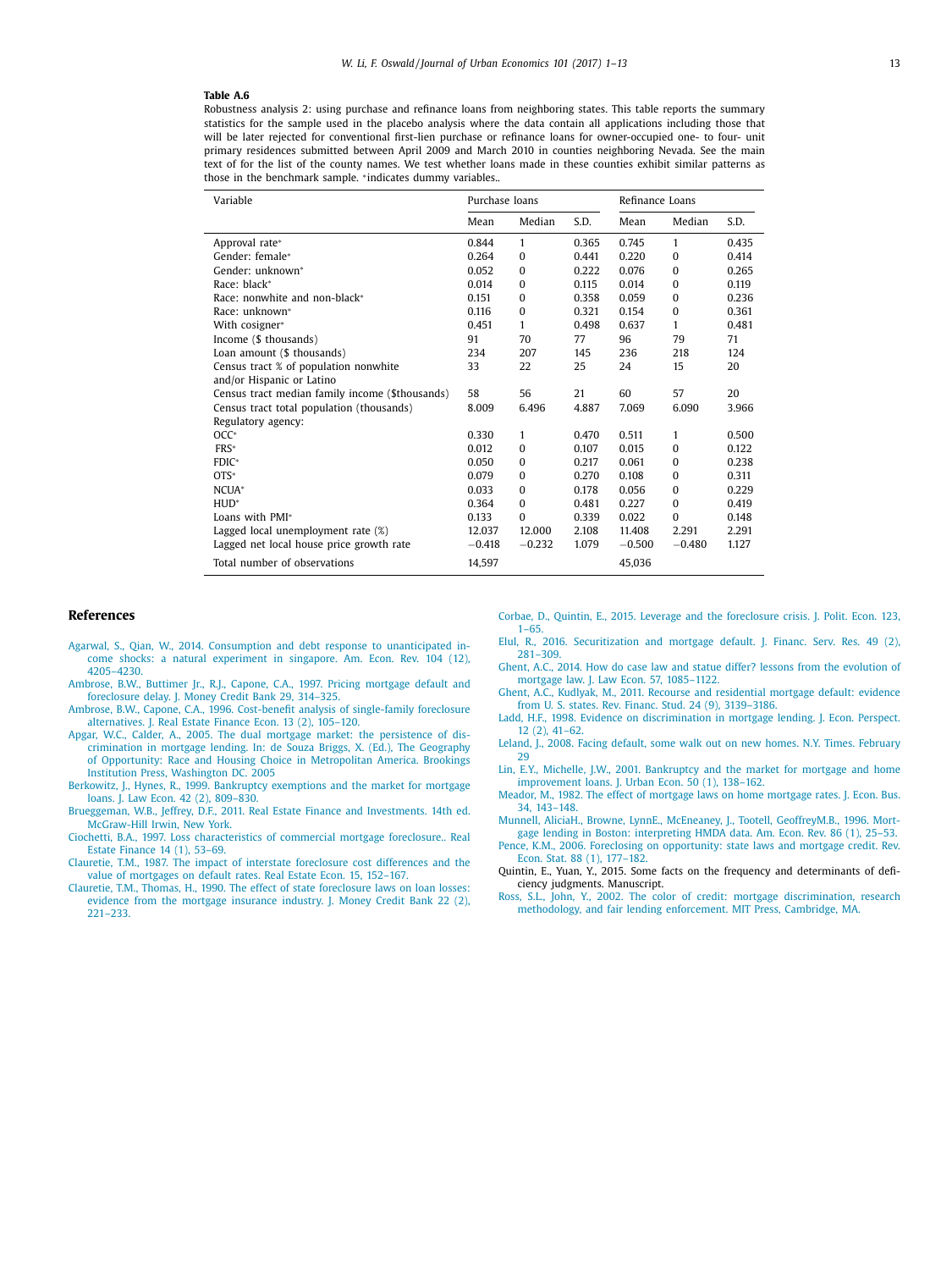**Table A.6**
Robustness analysis 2: using purchase and refinance loans from neighboring states. This table reports the summary statistics for the sample used in the placebo analysis where the data contain all applications including those that will be later rejected for conventional first-lien purchase or refinance loans for owner-occupied one- to four- unit primary residences submitted between April 2009 and March 2010 in counties neighboring Nevada. See the main text of for the list of the county names. We test whether loans made in these counties exhibit similar patterns as those in the benchmark sample. *indicates dummy variables..

| Variable | Purchase loans | | | Refinance Loans | | |
|---|---|---|---|---|---|---|
| | Mean | Median | S.D. | Mean | Median | S.D. |
| Approval rate* | 0.844 | 1 | 0.365 | 0.745 | 1 | 0.435 |
| Gender: female* | 0.264 | 0 | 0.441 | 0.220 | 0 | 0.414 |
| Gender: unknown* | 0.052 | 0 | 0.222 | 0.076 | 0 | 0.265 |
| Race: black* | 0.014 | 0 | 0.115 | 0.014 | 0 | 0.119 |
| Race: nonwhite and non-black* | 0.151 | 0 | 0.358 | 0.059 | 0 | 0.236 |
| Race: unknown* | 0.116 | 0 | 0.321 | 0.154 | 0 | 0.361 |
| With cosigner* | 0.451 | 1 | 0.498 | 0.637 | 1 | 0.481 |
| Income ($ thousands) | 91 | 70 | 77 | 96 | 79 | 71 |
| Loan amount ($ thousands) | 234 | 207 | 145 | 236 | 218 | 124 |
| Census tract % of population nonwhite and/or Hispanic or Latino | 33 | 22 | 25 | 24 | 15 | 20 |
| Census tract median family income ($thousands) | 58 | 56 | 21 | 60 | 57 | 20 |
| Census tract total population (thousands) | 8.009 | 6.496 | 4.887 | 7.069 | 6.090 | 3.966 |
| Regulatory agency: | | | | | | |
| OCC* | 0.330 | 1 | 0.470 | 0.511 | 1 | 0.500 |
| FRS* | 0.012 | 0 | 0.107 | 0.015 | 0 | 0.122 |
| FDIC* | 0.050 | 0 | 0.217 | 0.061 | 0 | 0.238 |
| OTS* | 0.079 | 0 | 0.270 | 0.108 | 0 | 0.311 |
| NCUA* | 0.033 | 0 | 0.178 | 0.056 | 0 | 0.229 |
| HUD* | 0.364 | 0 | 0.481 | 0.227 | 0 | 0.419 |
| Loans with PMI* | 0.133 | 0 | 0.339 | 0.022 | 0 | 0.148 |
| Lagged local unemployment rate (%) | 12.037 | 12.000 | 2.108 | 11.408 | 2.291 | 2.291 |
| Lagged net local house price growth rate | −0.418 | −0.232 | 1.079 | −0.500 | −0.480 | 1.127 |
| Total number of observations | 14,597 | | | 45,036 | | |

## References

Agarwal, S., Qian, W., 2014. Consumption and debt response to unanticipated income shocks: a natural experiment in singapore. Am. Econ. Rev. 104 (12), 4205–4230.

Ambrose, B.W., Buttimer Jr., R.J., Capone, C.A., 1997. Pricing mortgage default and foreclosure delay. J. Money Credit Bank 29, 314–325.

Ambrose, B.W., Capone, C.A., 1996. Cost-benefit analysis of single-family foreclosure alternatives. J. Real Estate Finance Econ. 13 (2), 105–120.

Apgar, W.C., Calder, A., 2005. The dual mortgage market: the persistence of discrimination in mortgage lending. In: de Souza Briggs, X. (Ed.), The Geography of Opportunity: Race and Housing Choice in Metropolitan America. Brookings Institution Press, Washington DC. 2005

Berkowitz, J., Hynes, R., 1999. Bankruptcy exemptions and the market for mortgage loans. J. Law Econ. 42 (2), 809–830.

Brueggeman, W.B., Jeffrey, D.F., 2011. Real Estate Finance and Investments. 14th ed. McGraw-Hill Irwin, New York.

Ciochetti, B.A., 1997. Loss characteristics of commercial mortgage foreclosure.. Real Estate Finance 14 (1), 53–69.

Clauretie, T.M., 1987. The impact of interstate foreclosure cost differences and the value of mortgages on default rates. Real Estate Econ. 15, 152–167.

Clauretie, T.M., Thomas, H., 1990. The effect of state foreclosure laws on loan losses: evidence from the mortgage insurance industry. J. Money Credit Bank 22 (2), 221–233.

Corbae, D., Quintin, E., 2015. Leverage and the foreclosure crisis. J. Polit. Econ. 123, 1–65.

Elul, R., 2016. Securitization and mortgage default. J. Financ. Serv. Res. 49 (2), 281–309.

Ghent, A.C., 2014. How do case law and statue differ? lessons from the evolution of mortgage law. J. Law Econ. 57, 1085–1122.

Ghent, A.C., Kudlyak, M., 2011. Recourse and residential mortgage default: evidence from U. S. states. Rev. Financ. Stud. 24 (9), 3139–3186.

Ladd, H.F., 1998. Evidence on discrimination in mortgage lending. J. Econ. Perspect. 12 (2), 41–62.

Leland, J., 2008. Facing default, some walk out on new homes. N.Y. Times. February 29

Lin, E.Y., Michelle, J.W., 2001. Bankruptcy and the market for mortgage and home improvement loans. J. Urban Econ. 50 (1), 138–162.

Meador, M., 1982. The effect of mortgage laws on home mortgage rates. J. Econ. Bus. 34, 143–148.

Munnell, AliciaH., Browne, LynnE., McEneaney, J., Tootell, GeoffreyM.B., 1996. Mortgage lending in Boston: interpreting HMDA data. Am. Econ. Rev. 86 (1), 25–53.

Pence, K.M., 2006. Foreclosing on opportunity: state laws and mortgage credit. Rev. Econ. Stat. 88 (1), 177–182.

Quintin, E., Yuan, Y., 2015. Some facts on the frequency and determinants of deficiency judgments. Manuscript.

Ross, S.L., John, Y., 2002. The color of credit: mortgage discrimination, research methodology, and fair lending enforcement. MIT Press, Cambridge, MA.